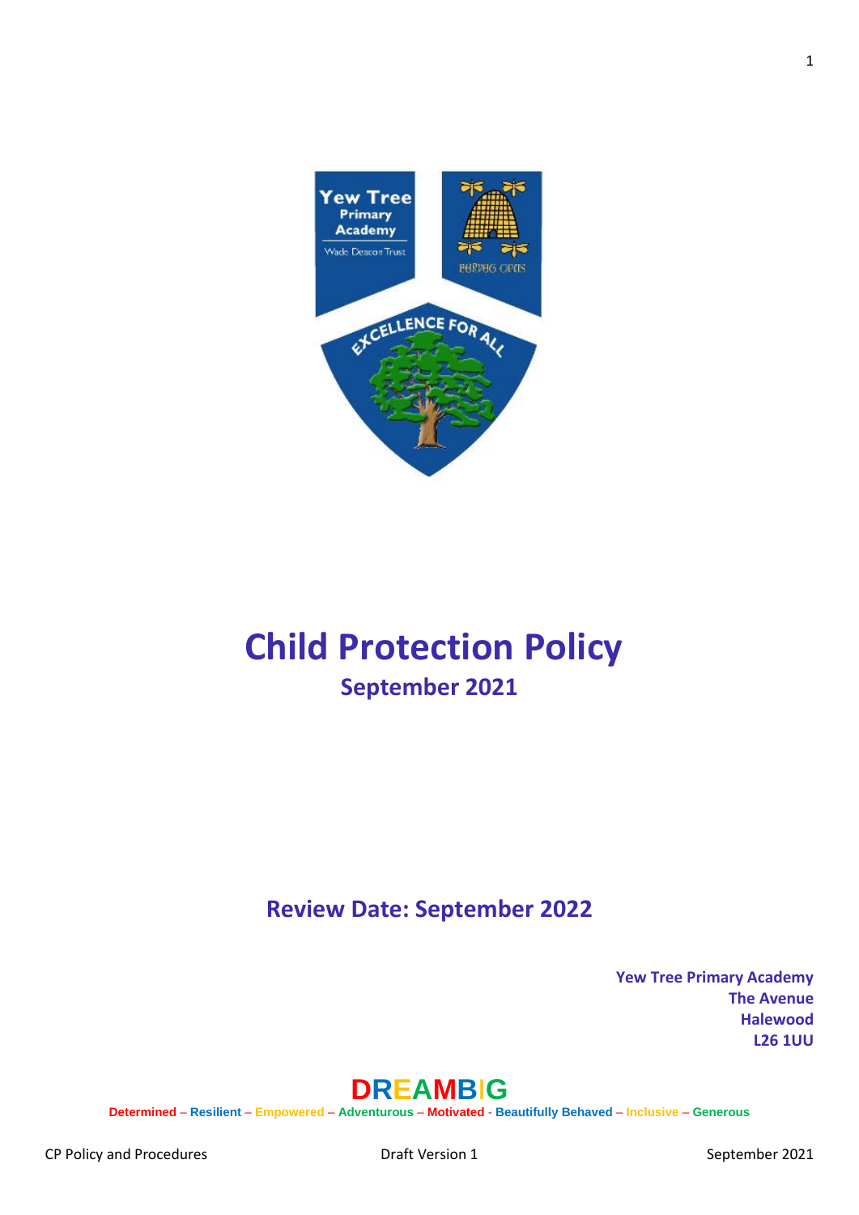# Child Protection Policy

**September 2021**

**Review Date: September 2022**

**Yew Tree Primary Academy**
**The Avenue**
**Halewood**
**L26 1UU**

**DREAMBIG**

**Determined – Resilient – Empowered – Adventurous – Motivated - Beautifully Behaved – Inclusive – Generous**

CP Policy and Procedures | Draft Version 1 | September 2021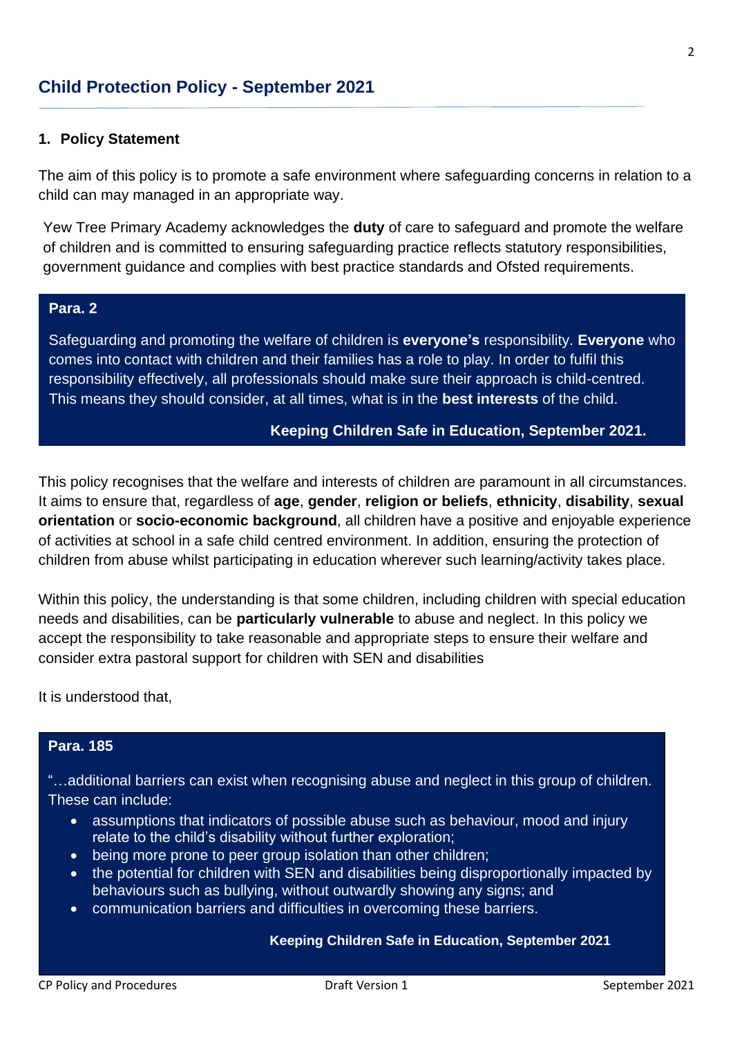## Child Protection Policy - September 2021

### 1. Policy Statement

The aim of this policy is to promote a safe environment where safeguarding concerns in relation to a child can may managed in an appropriate way.

Yew Tree Primary Academy acknowledges the **duty** of care to safeguard and promote the welfare of children and is committed to ensuring safeguarding practice reflects statutory responsibilities, government guidance and complies with best practice standards and Ofsted requirements.

> **Para. 2**
>
> Safeguarding and promoting the welfare of children is **everyone's** responsibility. **Everyone** who comes into contact with children and their families has a role to play. In order to fulfil this responsibility effectively, all professionals should make sure their approach is child-centred. This means they should consider, at all times, what is in the **best interests** of the child.
>
> **Keeping Children Safe in Education, September 2021.**

This policy recognises that the welfare and interests of children are paramount in all circumstances. It aims to ensure that, regardless of **age**, **gender**, **religion or beliefs**, **ethnicity**, **disability**, **sexual orientation** or **socio-economic background**, all children have a positive and enjoyable experience of activities at school in a safe child centred environment. In addition, ensuring the protection of children from abuse whilst participating in education wherever such learning/activity takes place.

Within this policy, the understanding is that some children, including children with special education needs and disabilities, can be **particularly vulnerable** to abuse and neglect. In this policy we accept the responsibility to take reasonable and appropriate steps to ensure their welfare and consider extra pastoral support for children with SEN and disabilities

It is understood that,

> **Para. 185**
>
> "…additional barriers can exist when recognising abuse and neglect in this group of children. These can include:
>
> - assumptions that indicators of possible abuse such as behaviour, mood and injury relate to the child's disability without further exploration;
> - being more prone to peer group isolation than other children;
> - the potential for children with SEN and disabilities being disproportionally impacted by behaviours such as bullying, without outwardly showing any signs; and
> - communication barriers and difficulties in overcoming these barriers.
>
> **Keeping Children Safe in Education, September 2021**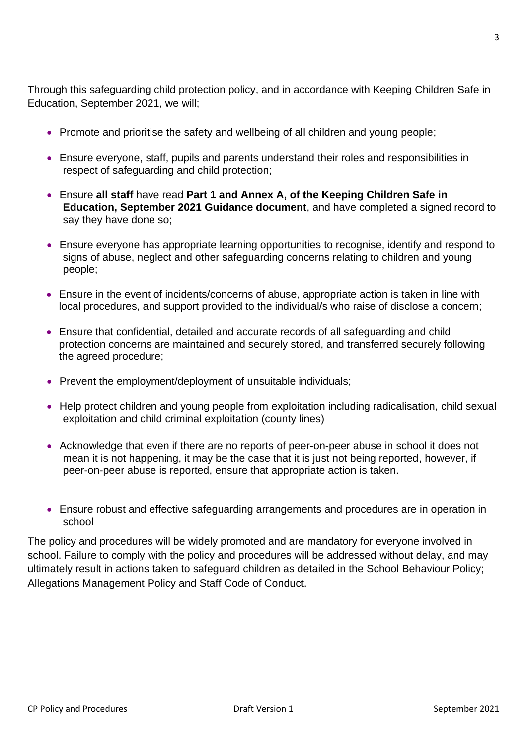Through this safeguarding child protection policy, and in accordance with Keeping Children Safe in Education, September 2021, we will;

- Promote and prioritise the safety and wellbeing of all children and young people;
- Ensure everyone, staff, pupils and parents understand their roles and responsibilities in respect of safeguarding and child protection;
- Ensure **all staff** have read **Part 1 and Annex A, of the Keeping Children Safe in Education, September 2021 Guidance document**, and have completed a signed record to say they have done so;
- Ensure everyone has appropriate learning opportunities to recognise, identify and respond to signs of abuse, neglect and other safeguarding concerns relating to children and young people;
- Ensure in the event of incidents/concerns of abuse, appropriate action is taken in line with local procedures, and support provided to the individual/s who raise of disclose a concern;
- Ensure that confidential, detailed and accurate records of all safeguarding and child protection concerns are maintained and securely stored, and transferred securely following the agreed procedure;
- Prevent the employment/deployment of unsuitable individuals;
- Help protect children and young people from exploitation including radicalisation, child sexual exploitation and child criminal exploitation (county lines)
- Acknowledge that even if there are no reports of peer-on-peer abuse in school it does not mean it is not happening, it may be the case that it is just not being reported, however, if peer-on-peer abuse is reported, ensure that appropriate action is taken.
- Ensure robust and effective safeguarding arrangements and procedures are in operation in school

The policy and procedures will be widely promoted and are mandatory for everyone involved in school. Failure to comply with the policy and procedures will be addressed without delay, and may ultimately result in actions taken to safeguard children as detailed in the School Behaviour Policy; Allegations Management Policy and Staff Code of Conduct.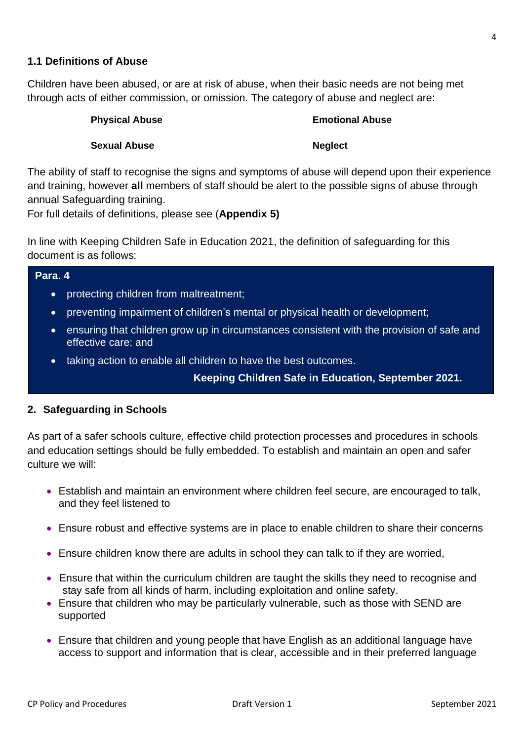### 1.1 Definitions of Abuse

Children have been abused, or are at risk of abuse, when their basic needs are not being met through acts of either commission, or omission. The category of abuse and neglect are:

| **Physical Abuse** | **Emotional Abuse** |
|---|---|
| **Sexual Abuse** | **Neglect** |

The ability of staff to recognise the signs and symptoms of abuse will depend upon their experience and training, however **all** members of staff should be alert to the possible signs of abuse through annual Safeguarding training.
For full details of definitions, please see (**Appendix 5)**

In line with Keeping Children Safe in Education 2021, the definition of safeguarding for this document is as follows:

**Para. 4**

- protecting children from maltreatment;
- preventing impairment of children's mental or physical health or development;
- ensuring that children grow up in circumstances consistent with the provision of safe and effective care; and
- taking action to enable all children to have the best outcomes.

**Keeping Children Safe in Education, September 2021.**

## 2. Safeguarding in Schools

As part of a safer schools culture, effective child protection processes and procedures in schools and education settings should be fully embedded. To establish and maintain an open and safer culture we will:

- Establish and maintain an environment where children feel secure, are encouraged to talk, and they feel listened to
- Ensure robust and effective systems are in place to enable children to share their concerns
- Ensure children know there are adults in school they can talk to if they are worried,
- Ensure that within the curriculum children are taught the skills they need to recognise and stay safe from all kinds of harm, including exploitation and online safety.
- Ensure that children who may be particularly vulnerable, such as those with SEND are supported
- Ensure that children and young people that have English as an additional language have access to support and information that is clear, accessible and in their preferred language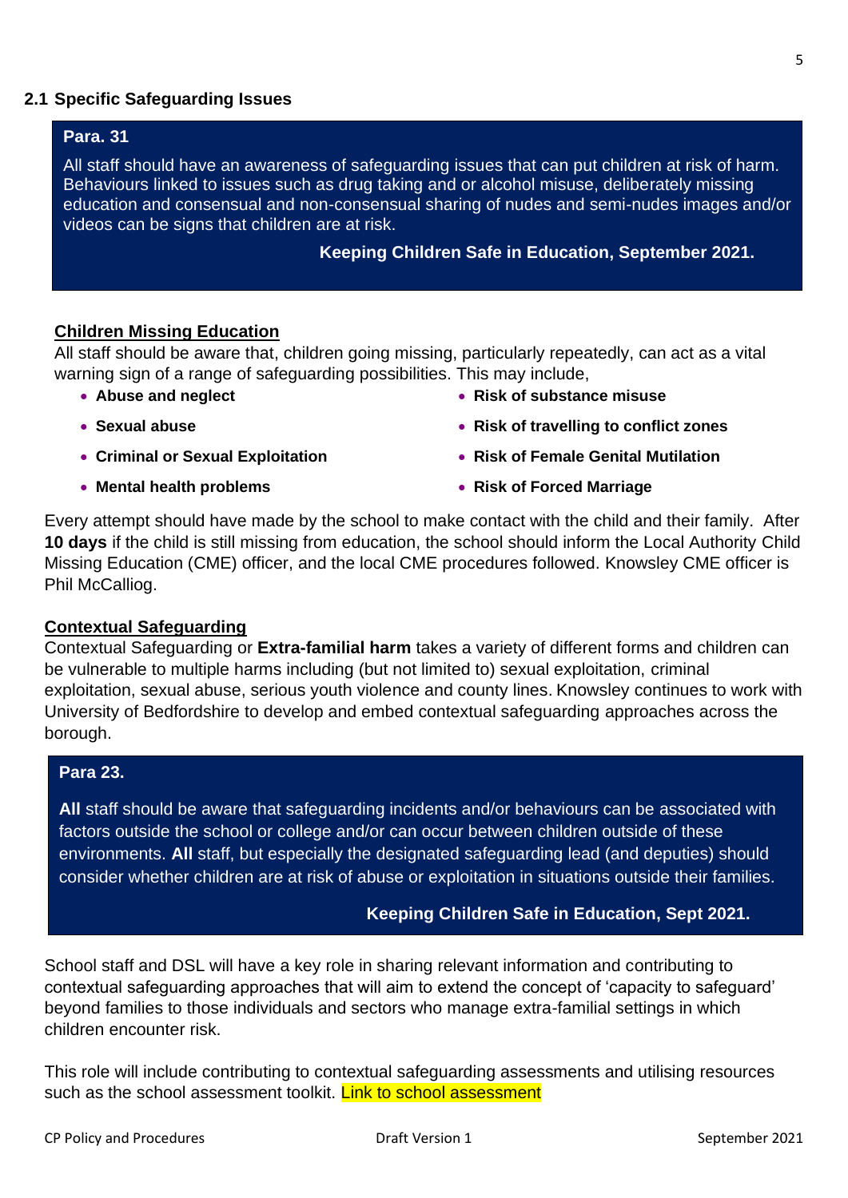### 2.1 Specific Safeguarding Issues

> **Para. 31**
>
> All staff should have an awareness of safeguarding issues that can put children at risk of harm. Behaviours linked to issues such as drug taking and or alcohol misuse, deliberately missing education and consensual and non-consensual sharing of nudes and semi-nudes images and/or videos can be signs that children are at risk.
>
> **Keeping Children Safe in Education, September 2021.**

**Children Missing Education**

All staff should be aware that, children going missing, particularly repeatedly, can act as a vital warning sign of a range of safeguarding possibilities. This may include,

- **Abuse and neglect**
- **Sexual abuse**
- **Criminal or Sexual Exploitation**
- **Mental health problems**
- **Risk of substance misuse**
- **Risk of travelling to conflict zones**
- **Risk of Female Genital Mutilation**
- **Risk of Forced Marriage**

Every attempt should have made by the school to make contact with the child and their family. After **10 days** if the child is still missing from education, the school should inform the Local Authority Child Missing Education (CME) officer, and the local CME procedures followed. Knowsley CME officer is Phil McCalliog.

**Contextual Safeguarding**

Contextual Safeguarding or **Extra-familial harm** takes a variety of different forms and children can be vulnerable to multiple harms including (but not limited to) sexual exploitation, criminal exploitation, sexual abuse, serious youth violence and county lines. Knowsley continues to work with University of Bedfordshire to develop and embed contextual safeguarding approaches across the borough.

> **Para 23.**
>
> **All** staff should be aware that safeguarding incidents and/or behaviours can be associated with factors outside the school or college and/or can occur between children outside of these environments. **All** staff, but especially the designated safeguarding lead (and deputies) should consider whether children are at risk of abuse or exploitation in situations outside their families.
>
> **Keeping Children Safe in Education, Sept 2021.**

School staff and DSL will have a key role in sharing relevant information and contributing to contextual safeguarding approaches that will aim to extend the concept of 'capacity to safeguard' beyond families to those individuals and sectors who manage extra-familial settings in which children encounter risk.

This role will include contributing to contextual safeguarding assessments and utilising resources such as the school assessment toolkit. Link to school assessment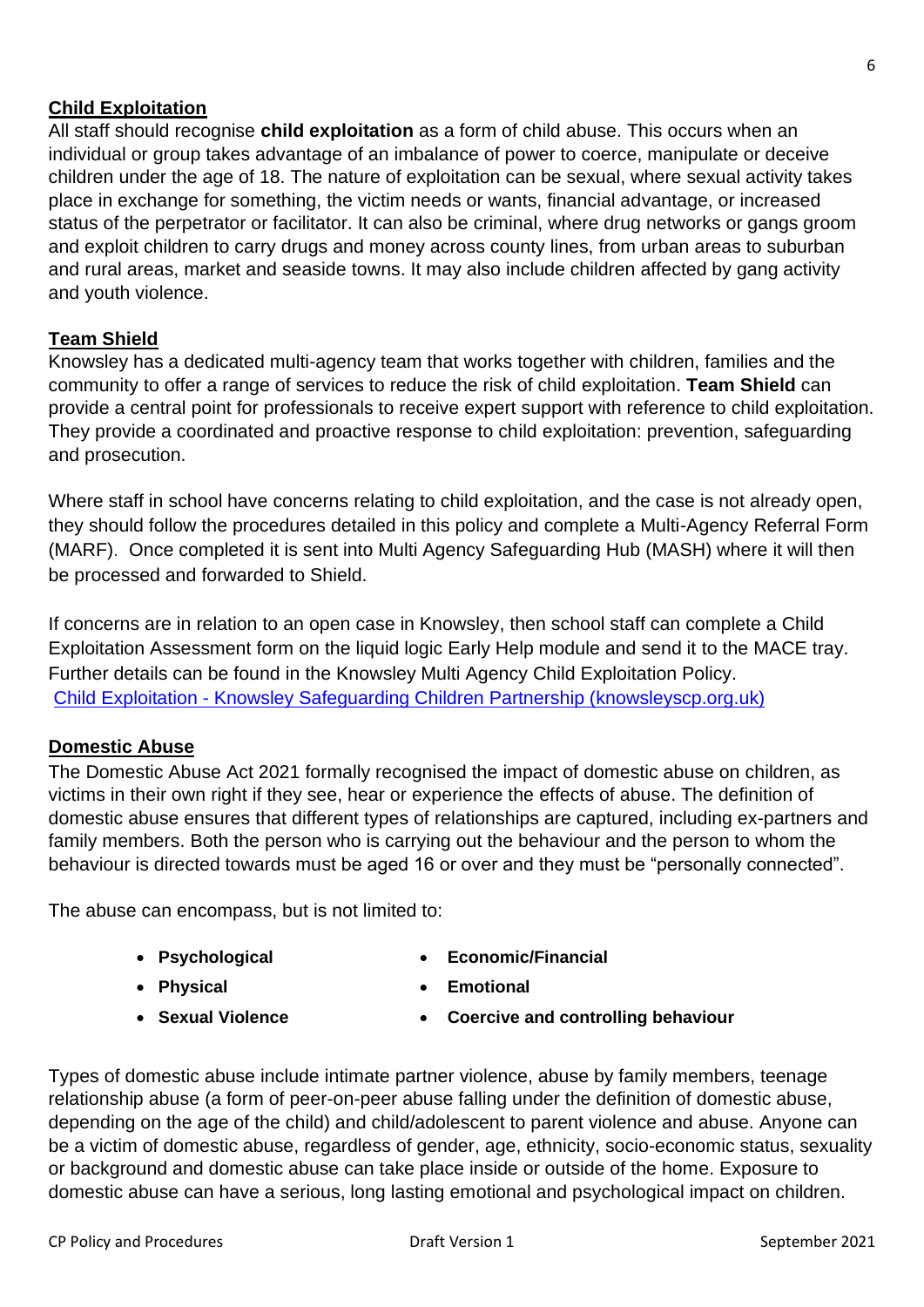## Child Exploitation

All staff should recognise **child exploitation** as a form of child abuse. This occurs when an individual or group takes advantage of an imbalance of power to coerce, manipulate or deceive children under the age of 18. The nature of exploitation can be sexual, where sexual activity takes place in exchange for something, the victim needs or wants, financial advantage, or increased status of the perpetrator or facilitator. It can also be criminal, where drug networks or gangs groom and exploit children to carry drugs and money across county lines, from urban areas to suburban and rural areas, market and seaside towns. It may also include children affected by gang activity and youth violence.

## Team Shield

Knowsley has a dedicated multi-agency team that works together with children, families and the community to offer a range of services to reduce the risk of child exploitation. **Team Shield** can provide a central point for professionals to receive expert support with reference to child exploitation. They provide a coordinated and proactive response to child exploitation: prevention, safeguarding and prosecution.

Where staff in school have concerns relating to child exploitation, and the case is not already open, they should follow the procedures detailed in this policy and complete a Multi-Agency Referral Form (MARF). Once completed it is sent into Multi Agency Safeguarding Hub (MASH) where it will then be processed and forwarded to Shield.

If concerns are in relation to an open case in Knowsley, then school staff can complete a Child Exploitation Assessment form on the liquid logic Early Help module and send it to the MACE tray. Further details can be found in the Knowsley Multi Agency Child Exploitation Policy.
[Child Exploitation - Knowsley Safeguarding Children Partnership (knowsleyscp.org.uk)]

## Domestic Abuse

The Domestic Abuse Act 2021 formally recognised the impact of domestic abuse on children, as victims in their own right if they see, hear or experience the effects of abuse. The definition of domestic abuse ensures that different types of relationships are captured, including ex-partners and family members. Both the person who is carrying out the behaviour and the person to whom the behaviour is directed towards must be aged 16 or over and they must be "personally connected".

The abuse can encompass, but is not limited to:

- **Psychological**
- **Physical**
- **Sexual Violence**
- **Economic/Financial**
- **Emotional**
- **Coercive and controlling behaviour**

Types of domestic abuse include intimate partner violence, abuse by family members, teenage relationship abuse (a form of peer-on-peer abuse falling under the definition of domestic abuse, depending on the age of the child) and child/adolescent to parent violence and abuse. Anyone can be a victim of domestic abuse, regardless of gender, age, ethnicity, socio-economic status, sexuality or background and domestic abuse can take place inside or outside of the home. Exposure to domestic abuse can have a serious, long lasting emotional and psychological impact on children.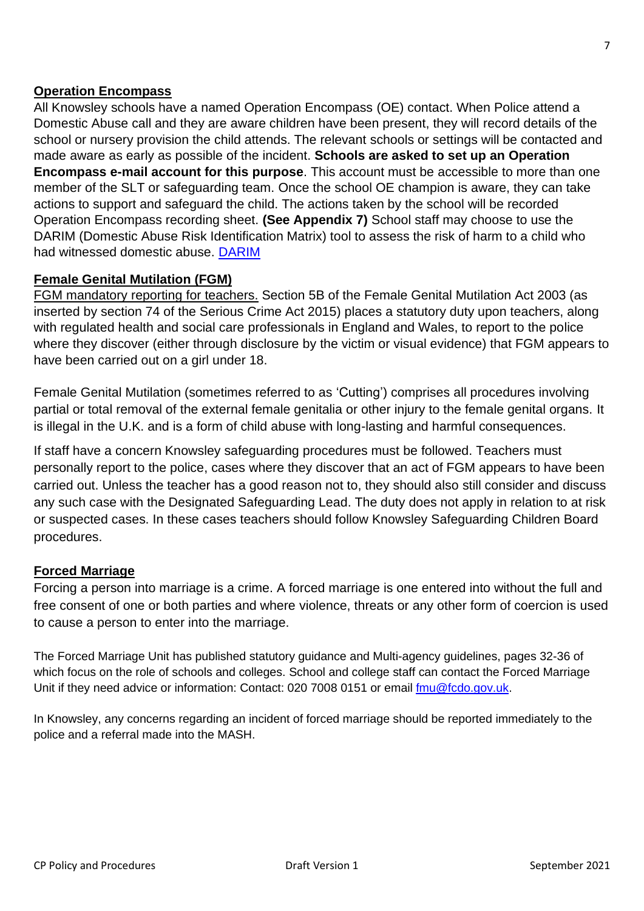## Operation Encompass

All Knowsley schools have a named Operation Encompass (OE) contact. When Police attend a Domestic Abuse call and they are aware children have been present, they will record details of the school or nursery provision the child attends. The relevant schools or settings will be contacted and made aware as early as possible of the incident. **Schools are asked to set up an Operation Encompass e-mail account for this purpose**. This account must be accessible to more than one member of the SLT or safeguarding team. Once the school OE champion is aware, they can take actions to support and safeguard the child. The actions taken by the school will be recorded Operation Encompass recording sheet. **(See Appendix 7)** School staff may choose to use the DARIM (Domestic Abuse Risk Identification Matrix) tool to assess the risk of harm to a child who had witnessed domestic abuse. DARIM

## Female Genital Mutilation (FGM)

FGM mandatory reporting for teachers. Section 5B of the Female Genital Mutilation Act 2003 (as inserted by section 74 of the Serious Crime Act 2015) places a statutory duty upon teachers, along with regulated health and social care professionals in England and Wales, to report to the police where they discover (either through disclosure by the victim or visual evidence) that FGM appears to have been carried out on a girl under 18.

Female Genital Mutilation (sometimes referred to as 'Cutting') comprises all procedures involving partial or total removal of the external female genitalia or other injury to the female genital organs. It is illegal in the U.K. and is a form of child abuse with long-lasting and harmful consequences.

If staff have a concern Knowsley safeguarding procedures must be followed. Teachers must personally report to the police, cases where they discover that an act of FGM appears to have been carried out. Unless the teacher has a good reason not to, they should also still consider and discuss any such case with the Designated Safeguarding Lead. The duty does not apply in relation to at risk or suspected cases. In these cases teachers should follow Knowsley Safeguarding Children Board procedures.

## Forced Marriage

Forcing a person into marriage is a crime. A forced marriage is one entered into without the full and free consent of one or both parties and where violence, threats or any other form of coercion is used to cause a person to enter into the marriage.

The Forced Marriage Unit has published statutory guidance and Multi-agency guidelines, pages 32-36 of which focus on the role of schools and colleges. School and college staff can contact the Forced Marriage Unit if they need advice or information: Contact: 020 7008 0151 or email fmu@fcdo.gov.uk.

In Knowsley, any concerns regarding an incident of forced marriage should be reported immediately to the police and a referral made into the MASH.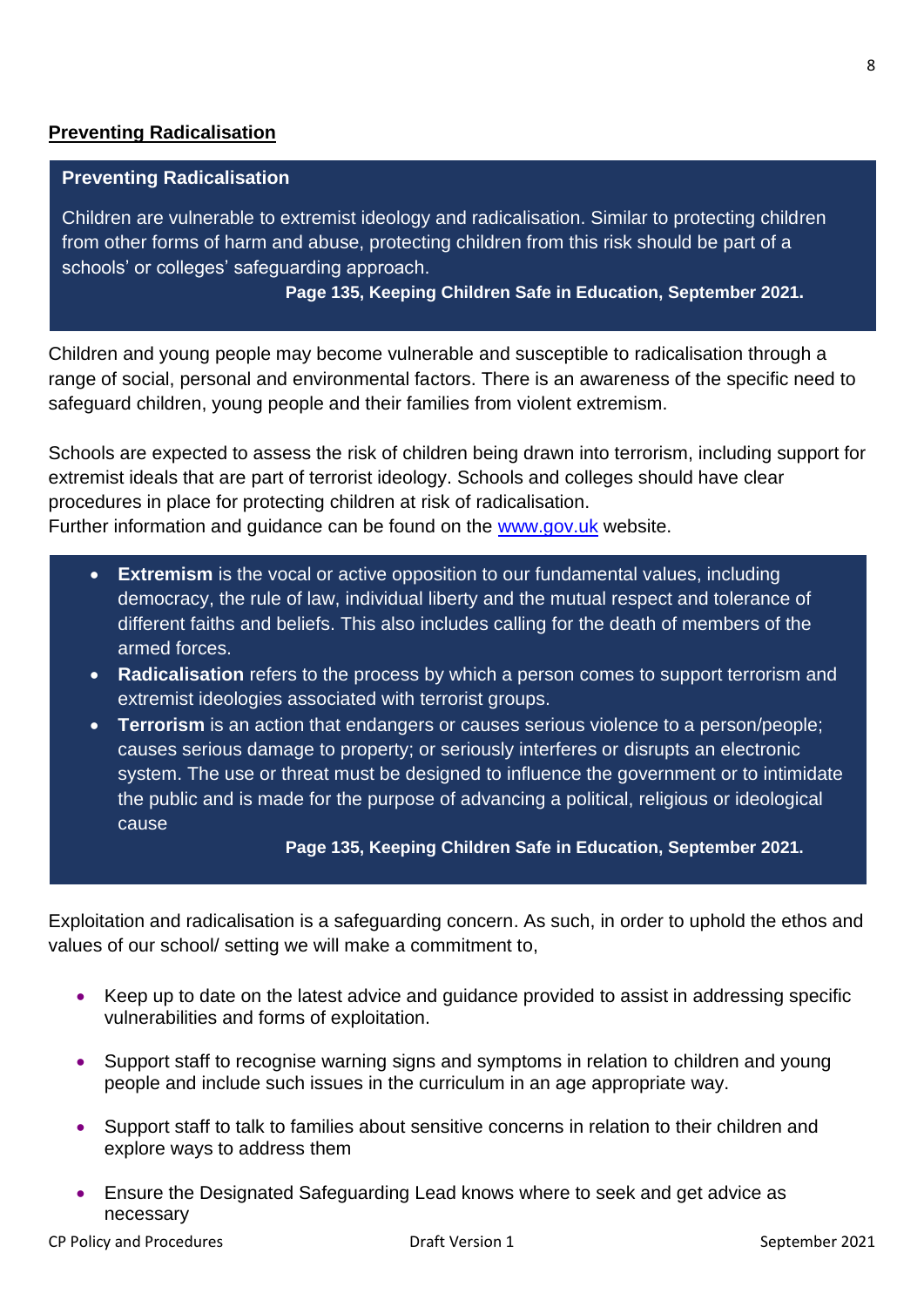## Preventing Radicalisation

> **Preventing Radicalisation**
>
> Children are vulnerable to extremist ideology and radicalisation. Similar to protecting children from other forms of harm and abuse, protecting children from this risk should be part of a schools' or colleges' safeguarding approach.
>
> **Page 135, Keeping Children Safe in Education, September 2021.**

Children and young people may become vulnerable and susceptible to radicalisation through a range of social, personal and environmental factors. There is an awareness of the specific need to safeguard children, young people and their families from violent extremism.

Schools are expected to assess the risk of children being drawn into terrorism, including support for extremist ideals that are part of terrorist ideology. Schools and colleges should have clear procedures in place for protecting children at risk of radicalisation.
Further information and guidance can be found on the [www.gov.uk](http://www.gov.uk) website.

> - **Extremism** is the vocal or active opposition to our fundamental values, including democracy, the rule of law, individual liberty and the mutual respect and tolerance of different faiths and beliefs. This also includes calling for the death of members of the armed forces.
> - **Radicalisation** refers to the process by which a person comes to support terrorism and extremist ideologies associated with terrorist groups.
> - **Terrorism** is an action that endangers or causes serious violence to a person/people; causes serious damage to property; or seriously interferes or disrupts an electronic system. The use or threat must be designed to influence the government or to intimidate the public and is made for the purpose of advancing a political, religious or ideological cause
>
> **Page 135, Keeping Children Safe in Education, September 2021.**

Exploitation and radicalisation is a safeguarding concern. As such, in order to uphold the ethos and values of our school/ setting we will make a commitment to,

- Keep up to date on the latest advice and guidance provided to assist in addressing specific vulnerabilities and forms of exploitation.
- Support staff to recognise warning signs and symptoms in relation to children and young people and include such issues in the curriculum in an age appropriate way.
- Support staff to talk to families about sensitive concerns in relation to their children and explore ways to address them
- Ensure the Designated Safeguarding Lead knows where to seek and get advice as necessary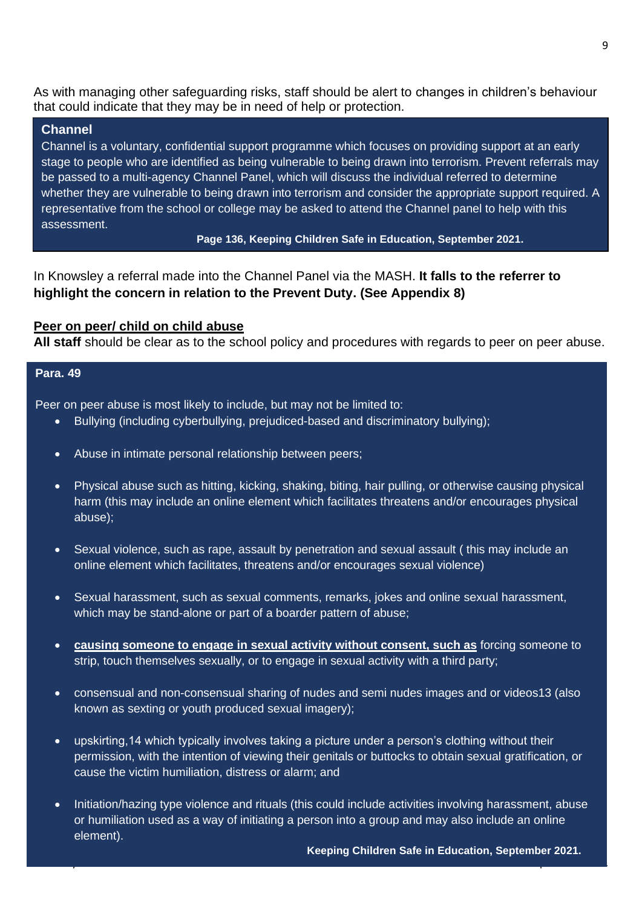As with managing other safeguarding risks, staff should be alert to changes in children's behaviour that could indicate that they may be in need of help or protection.

> **Channel**
>
> Channel is a voluntary, confidential support programme which focuses on providing support at an early stage to people who are identified as being vulnerable to being drawn into terrorism. Prevent referrals may be passed to a multi-agency Channel Panel, which will discuss the individual referred to determine whether they are vulnerable to being drawn into terrorism and consider the appropriate support required. A representative from the school or college may be asked to attend the Channel panel to help with this assessment.
>
> **Page 136, Keeping Children Safe in Education, September 2021.**

In Knowsley a referral made into the Channel Panel via the MASH. **It falls to the referrer to highlight the concern in relation to the Prevent Duty. (See Appendix 8)**

**Peer on peer/ child on child abuse**

**All staff** should be clear as to the school policy and procedures with regards to peer on peer abuse.

> **Para. 49**
>
> Peer on peer abuse is most likely to include, but may not be limited to:
>
> - Bullying (including cyberbullying, prejudiced-based and discriminatory bullying);
> - Abuse in intimate personal relationship between peers;
> - Physical abuse such as hitting, kicking, shaking, biting, hair pulling, or otherwise causing physical harm (this may include an online element which facilitates threatens and/or encourages physical abuse);
> - Sexual violence, such as rape, assault by penetration and sexual assault ( this may include an online element which facilitates, threatens and/or encourages sexual violence)
> - Sexual harassment, such as sexual comments, remarks, jokes and online sexual harassment, which may be stand-alone or part of a boarder pattern of abuse;
> - **causing someone to engage in sexual activity without consent, such as** forcing someone to strip, touch themselves sexually, or to engage in sexual activity with a third party;
> - consensual and non-consensual sharing of nudes and semi nudes images and or videos13 (also known as sexting or youth produced sexual imagery);
> - upskirting,14 which typically involves taking a picture under a person's clothing without their permission, with the intention of viewing their genitals or buttocks to obtain sexual gratification, or cause the victim humiliation, distress or alarm; and
> - Initiation/hazing type violence and rituals (this could include activities involving harassment, abuse or humiliation used as a way of initiating a person into a group and may also include an online element).
>
> **Keeping Children Safe in Education, September 2021.**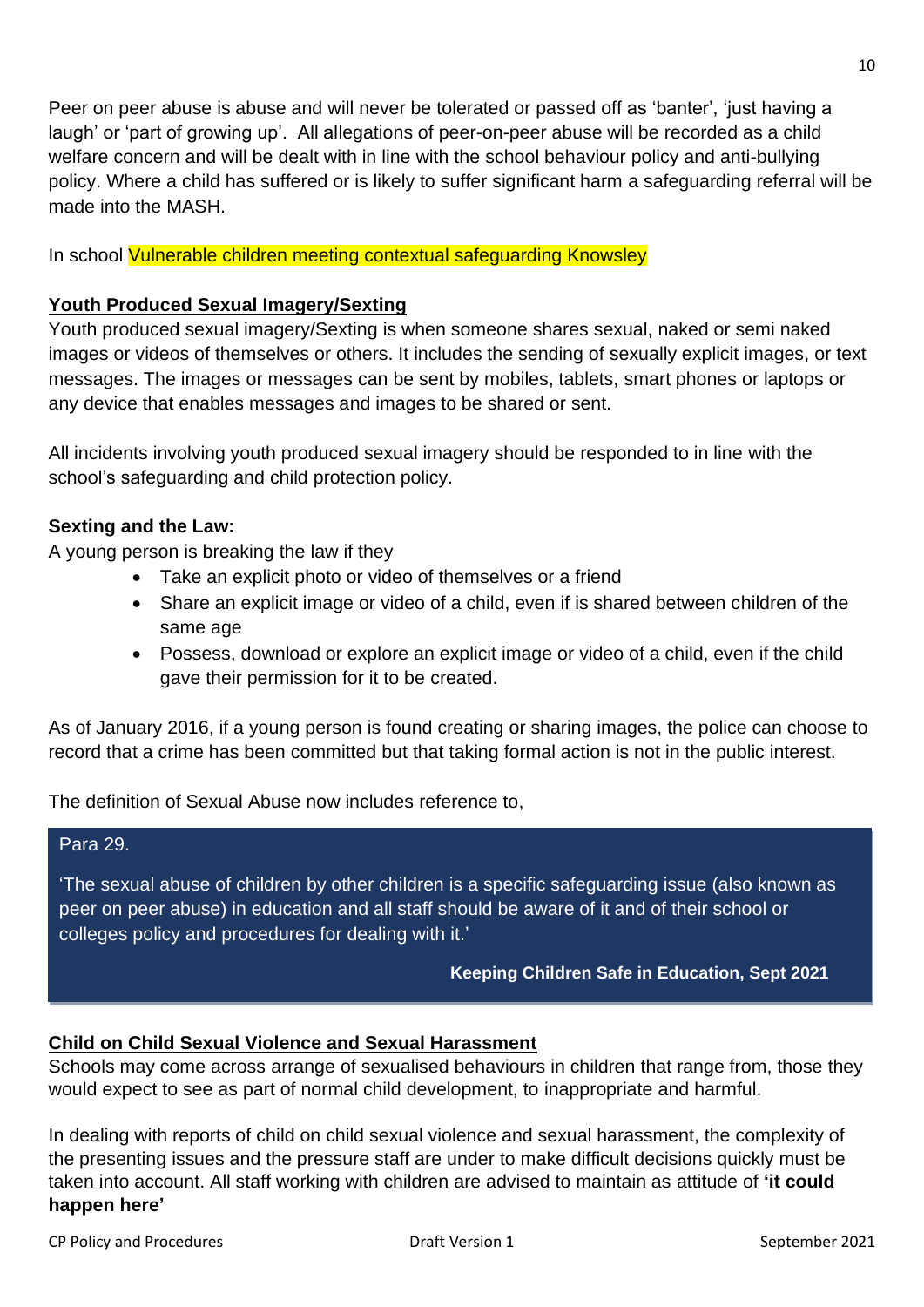Peer on peer abuse is abuse and will never be tolerated or passed off as 'banter', 'just having a laugh' or 'part of growing up'. All allegations of peer-on-peer abuse will be recorded as a child welfare concern and will be dealt with in line with the school behaviour policy and anti-bullying policy. Where a child has suffered or is likely to suffer significant harm a safeguarding referral will be made into the MASH.

In school Vulnerable children meeting contextual safeguarding Knowsley

**Youth Produced Sexual Imagery/Sexting**

Youth produced sexual imagery/Sexting is when someone shares sexual, naked or semi naked images or videos of themselves or others. It includes the sending of sexually explicit images, or text messages. The images or messages can be sent by mobiles, tablets, smart phones or laptops or any device that enables messages and images to be shared or sent.

All incidents involving youth produced sexual imagery should be responded to in line with the school's safeguarding and child protection policy.

**Sexting and the Law:**

A young person is breaking the law if they

- Take an explicit photo or video of themselves or a friend
- Share an explicit image or video of a child, even if is shared between children of the same age
- Possess, download or explore an explicit image or video of a child, even if the child gave their permission for it to be created.

As of January 2016, if a young person is found creating or sharing images, the police can choose to record that a crime has been committed but that taking formal action is not in the public interest.

The definition of Sexual Abuse now includes reference to,

> Para 29.
>
> 'The sexual abuse of children by other children is a specific safeguarding issue (also known as peer on peer abuse) in education and all staff should be aware of it and of their school or colleges policy and procedures for dealing with it.'
>
> **Keeping Children Safe in Education, Sept 2021**

**Child on Child Sexual Violence and Sexual Harassment**

Schools may come across arrange of sexualised behaviours in children that range from, those they would expect to see as part of normal child development, to inappropriate and harmful.

In dealing with reports of child on child sexual violence and sexual harassment, the complexity of the presenting issues and the pressure staff are under to make difficult decisions quickly must be taken into account. All staff working with children are advised to maintain as attitude of **'it could happen here'**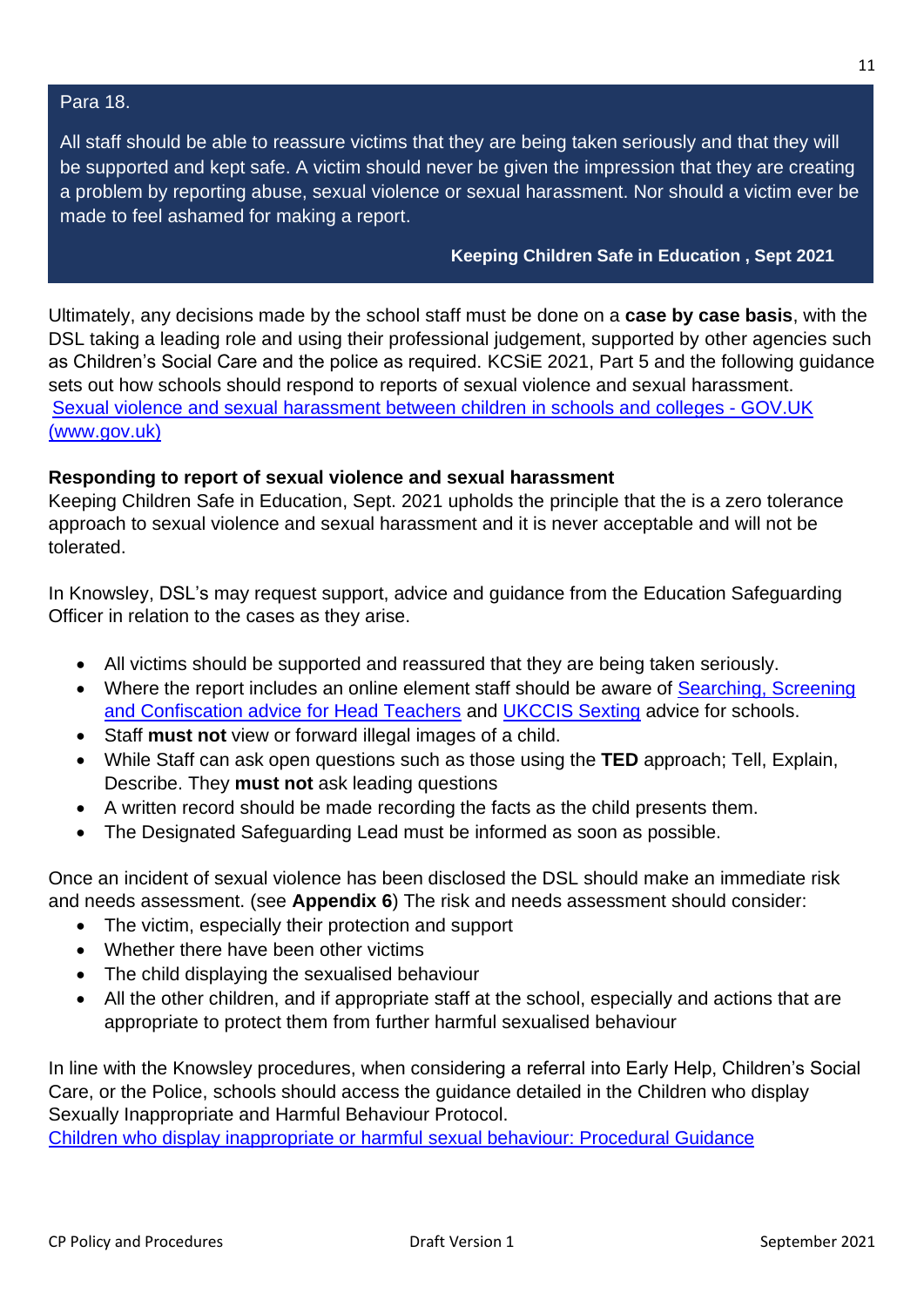> Para 18.
>
> All staff should be able to reassure victims that they are being taken seriously and that they will be supported and kept safe. A victim should never be given the impression that they are creating a problem by reporting abuse, sexual violence or sexual harassment. Nor should a victim ever be made to feel ashamed for making a report.
>
> **Keeping Children Safe in Education , Sept 2021**

Ultimately, any decisions made by the school staff must be done on a **case by case basis**, with the DSL taking a leading role and using their professional judgement, supported by other agencies such as Children's Social Care and the police as required. KCSiE 2021, Part 5 and the following guidance sets out how schools should respond to reports of sexual violence and sexual harassment. Sexual violence and sexual harassment between children in schools and colleges - GOV.UK (www.gov.uk)

**Responding to report of sexual violence and sexual harassment**

Keeping Children Safe in Education, Sept. 2021 upholds the principle that the is a zero tolerance approach to sexual violence and sexual harassment and it is never acceptable and will not be tolerated.

In Knowsley, DSL's may request support, advice and guidance from the Education Safeguarding Officer in relation to the cases as they arise.

- All victims should be supported and reassured that they are being taken seriously.
- Where the report includes an online element staff should be aware of Searching, Screening and Confiscation advice for Head Teachers and UKCCIS Sexting advice for schools.
- Staff **must not** view or forward illegal images of a child.
- While Staff can ask open questions such as those using the **TED** approach; Tell, Explain, Describe. They **must not** ask leading questions
- A written record should be made recording the facts as the child presents them.
- The Designated Safeguarding Lead must be informed as soon as possible.

Once an incident of sexual violence has been disclosed the DSL should make an immediate risk and needs assessment. (see **Appendix 6**) The risk and needs assessment should consider:

- The victim, especially their protection and support
- Whether there have been other victims
- The child displaying the sexualised behaviour
- All the other children, and if appropriate staff at the school, especially and actions that are appropriate to protect them from further harmful sexualised behaviour

In line with the Knowsley procedures, when considering a referral into Early Help, Children's Social Care, or the Police, schools should access the guidance detailed in the Children who display Sexually Inappropriate and Harmful Behaviour Protocol.
Children who display inappropriate or harmful sexual behaviour: Procedural Guidance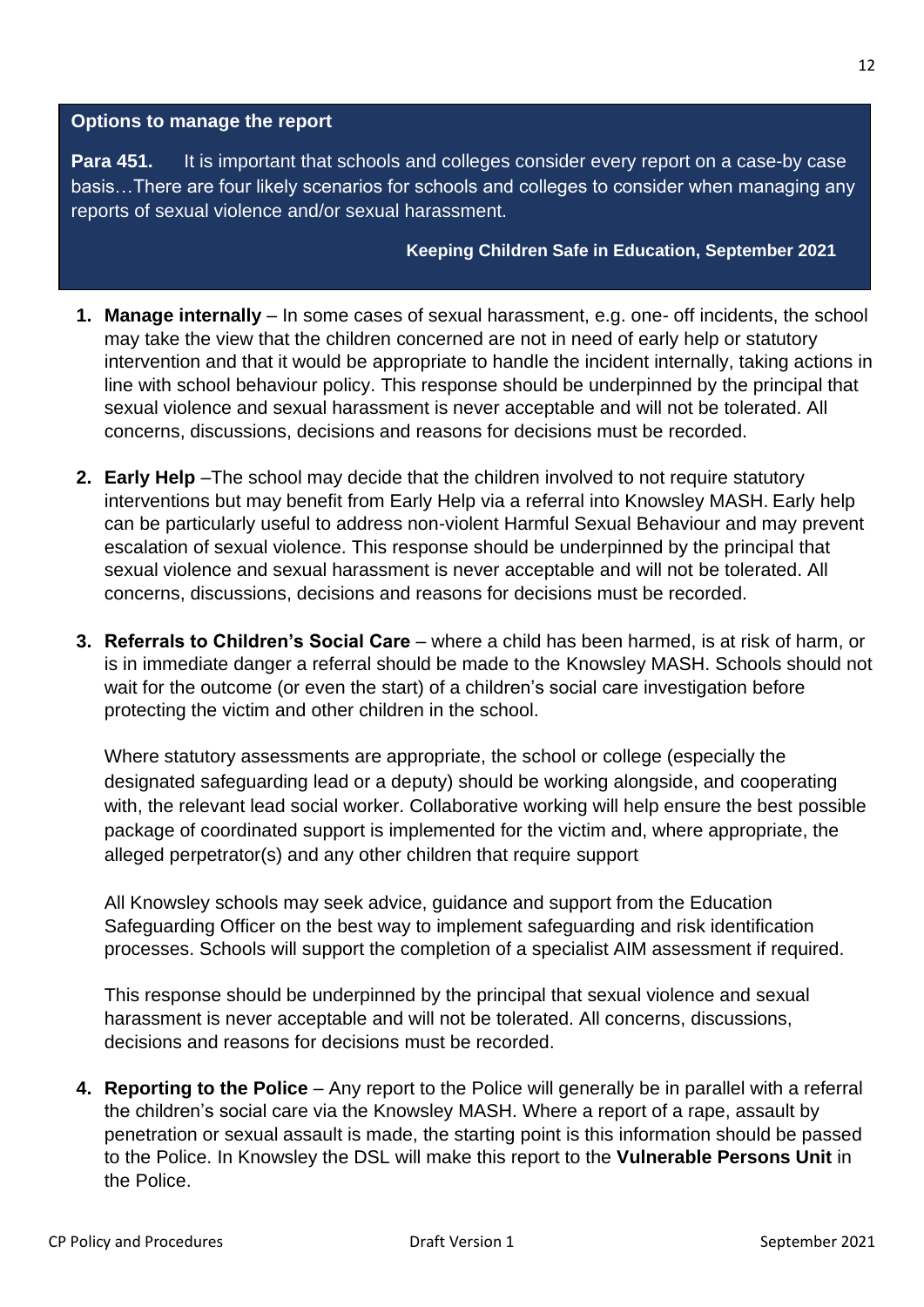**Options to manage the report**

**Para 451.** It is important that schools and colleges consider every report on a case-by case basis…There are four likely scenarios for schools and colleges to consider when managing any reports of sexual violence and/or sexual harassment.

**Keeping Children Safe in Education, September 2021**

1. **Manage internally** – In some cases of sexual harassment, e.g. one- off incidents, the school may take the view that the children concerned are not in need of early help or statutory intervention and that it would be appropriate to handle the incident internally, taking actions in line with school behaviour policy. This response should be underpinned by the principal that sexual violence and sexual harassment is never acceptable and will not be tolerated. All concerns, discussions, decisions and reasons for decisions must be recorded.

2. **Early Help** –The school may decide that the children involved to not require statutory interventions but may benefit from Early Help via a referral into Knowsley MASH. Early help can be particularly useful to address non-violent Harmful Sexual Behaviour and may prevent escalation of sexual violence. This response should be underpinned by the principal that sexual violence and sexual harassment is never acceptable and will not be tolerated. All concerns, discussions, decisions and reasons for decisions must be recorded.

3. **Referrals to Children's Social Care** – where a child has been harmed, is at risk of harm, or is in immediate danger a referral should be made to the Knowsley MASH. Schools should not wait for the outcome (or even the start) of a children's social care investigation before protecting the victim and other children in the school.

   Where statutory assessments are appropriate, the school or college (especially the designated safeguarding lead or a deputy) should be working alongside, and cooperating with, the relevant lead social worker. Collaborative working will help ensure the best possible package of coordinated support is implemented for the victim and, where appropriate, the alleged perpetrator(s) and any other children that require support

   All Knowsley schools may seek advice, guidance and support from the Education Safeguarding Officer on the best way to implement safeguarding and risk identification processes. Schools will support the completion of a specialist AIM assessment if required.

   This response should be underpinned by the principal that sexual violence and sexual harassment is never acceptable and will not be tolerated. All concerns, discussions, decisions and reasons for decisions must be recorded.

4. **Reporting to the Police** – Any report to the Police will generally be in parallel with a referral the children's social care via the Knowsley MASH. Where a report of a rape, assault by penetration or sexual assault is made, the starting point is this information should be passed to the Police. In Knowsley the DSL will make this report to the **Vulnerable Persons Unit** in the Police.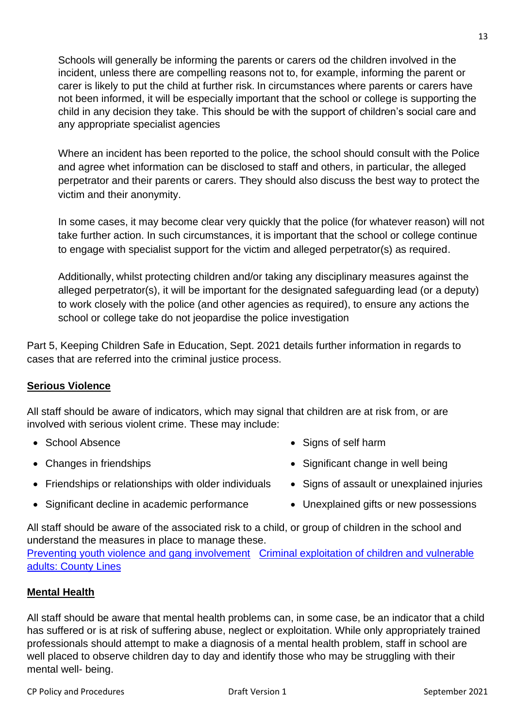Schools will generally be informing the parents or carers od the children involved in the incident, unless there are compelling reasons not to, for example, informing the parent or carer is likely to put the child at further risk. In circumstances where parents or carers have not been informed, it will be especially important that the school or college is supporting the child in any decision they take. This should be with the support of children's social care and any appropriate specialist agencies

Where an incident has been reported to the police, the school should consult with the Police and agree whet information can be disclosed to staff and others, in particular, the alleged perpetrator and their parents or carers. They should also discuss the best way to protect the victim and their anonymity.

In some cases, it may become clear very quickly that the police (for whatever reason) will not take further action. In such circumstances, it is important that the school or college continue to engage with specialist support for the victim and alleged perpetrator(s) as required.

Additionally, whilst protecting children and/or taking any disciplinary measures against the alleged perpetrator(s), it will be important for the designated safeguarding lead (or a deputy) to work closely with the police (and other agencies as required), to ensure any actions the school or college take do not jeopardise the police investigation

Part 5, Keeping Children Safe in Education, Sept. 2021 details further information in regards to cases that are referred into the criminal justice process.

**Serious Violence**

All staff should be aware of indicators, which may signal that children are at risk from, or are involved with serious violent crime. These may include:

- School Absence
- Changes in friendships
- Friendships or relationships with older individuals
- Significant decline in academic performance
- Signs of self harm
- Significant change in well being
- Signs of assault or unexplained injuries
- Unexplained gifts or new possessions

All staff should be aware of the associated risk to a child, or group of children in the school and understand the measures in place to manage these.
Preventing youth violence and gang involvement Criminal exploitation of children and vulnerable adults: County Lines

**Mental Health**

All staff should be aware that mental health problems can, in some case, be an indicator that a child has suffered or is at risk of suffering abuse, neglect or exploitation. While only appropriately trained professionals should attempt to make a diagnosis of a mental health problem, staff in school are well placed to observe children day to day and identify those who may be struggling with their mental well- being.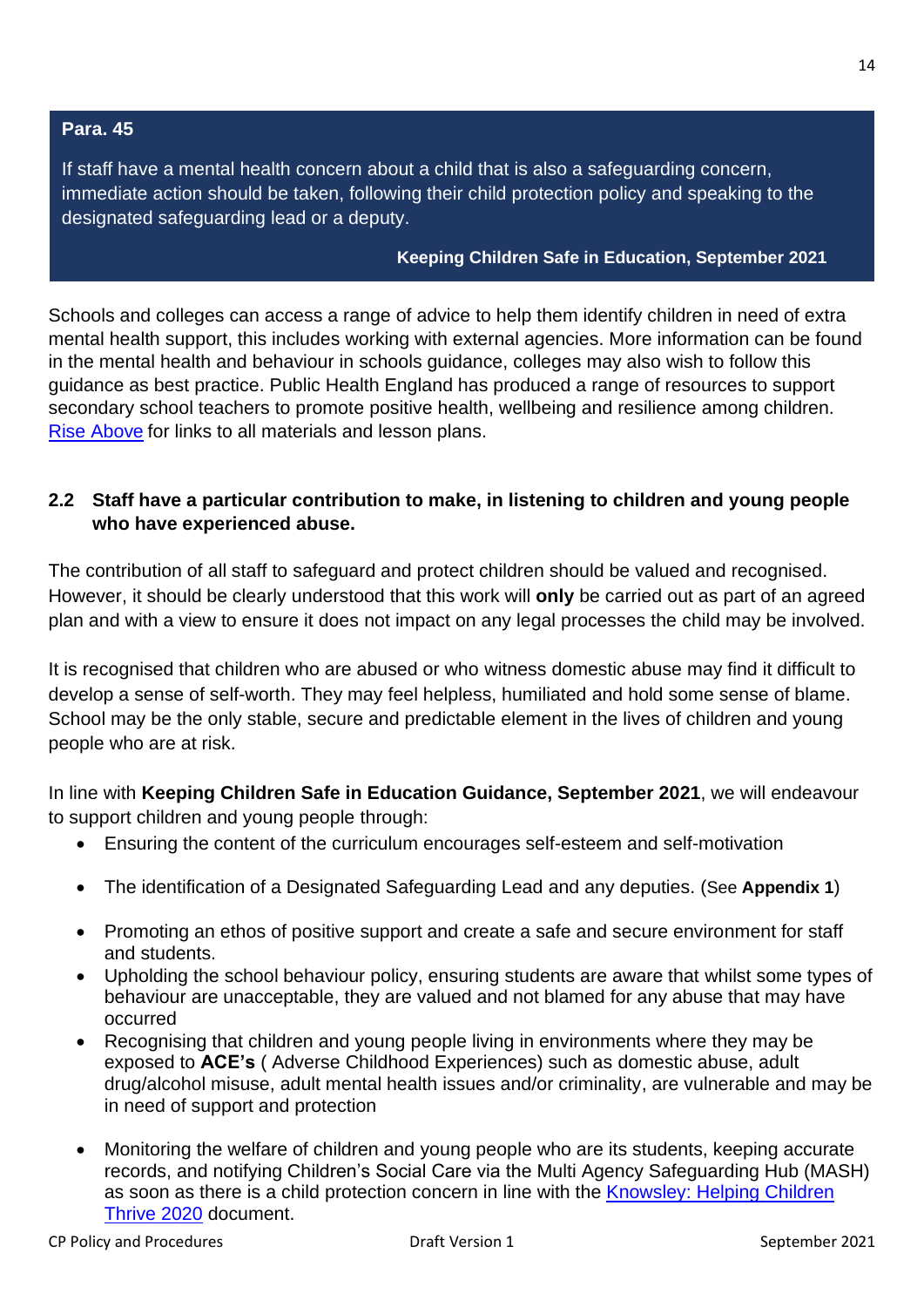**Para. 45**

If staff have a mental health concern about a child that is also a safeguarding concern, immediate action should be taken, following their child protection policy and speaking to the designated safeguarding lead or a deputy.

**Keeping Children Safe in Education, September 2021**

Schools and colleges can access a range of advice to help them identify children in need of extra mental health support, this includes working with external agencies. More information can be found in the mental health and behaviour in schools guidance, colleges may also wish to follow this guidance as best practice. Public Health England has produced a range of resources to support secondary school teachers to promote positive health, wellbeing and resilience among children. Rise Above for links to all materials and lesson plans.

### 2.2 Staff have a particular contribution to make, in listening to children and young people who have experienced abuse.

The contribution of all staff to safeguard and protect children should be valued and recognised. However, it should be clearly understood that this work will **only** be carried out as part of an agreed plan and with a view to ensure it does not impact on any legal processes the child may be involved.

It is recognised that children who are abused or who witness domestic abuse may find it difficult to develop a sense of self-worth. They may feel helpless, humiliated and hold some sense of blame. School may be the only stable, secure and predictable element in the lives of children and young people who are at risk.

In line with **Keeping Children Safe in Education Guidance, September 2021**, we will endeavour to support children and young people through:

- Ensuring the content of the curriculum encourages self-esteem and self-motivation
- The identification of a Designated Safeguarding Lead and any deputies. (See **Appendix 1**)
- Promoting an ethos of positive support and create a safe and secure environment for staff and students.
- Upholding the school behaviour policy, ensuring students are aware that whilst some types of behaviour are unacceptable, they are valued and not blamed for any abuse that may have occurred
- Recognising that children and young people living in environments where they may be exposed to **ACE's** ( Adverse Childhood Experiences) such as domestic abuse, adult drug/alcohol misuse, adult mental health issues and/or criminality, are vulnerable and may be in need of support and protection
- Monitoring the welfare of children and young people who are its students, keeping accurate records, and notifying Children's Social Care via the Multi Agency Safeguarding Hub (MASH) as soon as there is a child protection concern in line with the Knowsley: Helping Children Thrive 2020 document.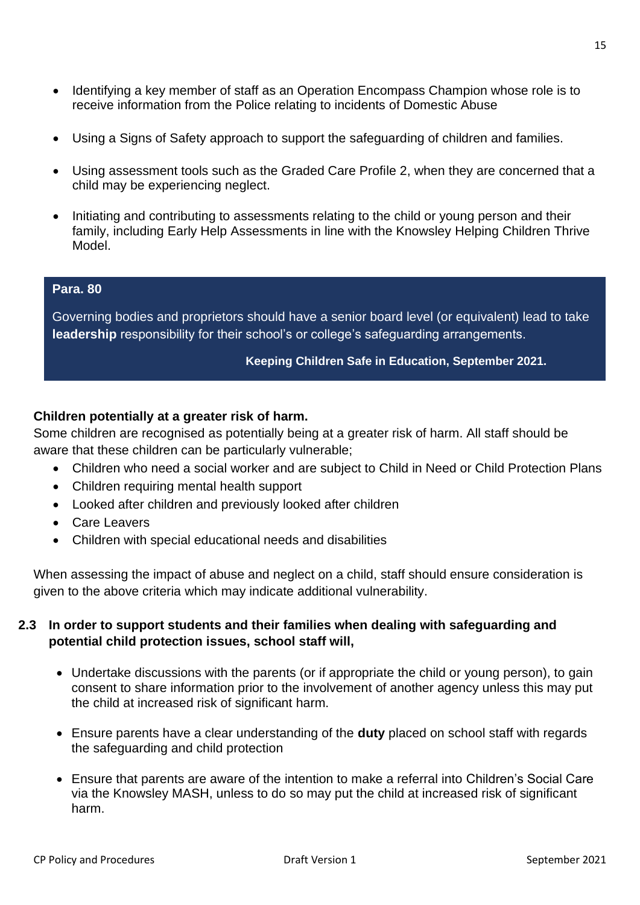- Identifying a key member of staff as an Operation Encompass Champion whose role is to receive information from the Police relating to incidents of Domestic Abuse

- Using a Signs of Safety approach to support the safeguarding of children and families.

- Using assessment tools such as the Graded Care Profile 2, when they are concerned that a child may be experiencing neglect.

- Initiating and contributing to assessments relating to the child or young person and their family, including Early Help Assessments in line with the Knowsley Helping Children Thrive Model.

> **Para. 80**
>
> Governing bodies and proprietors should have a senior board level (or equivalent) lead to take **leadership** responsibility for their school's or college's safeguarding arrangements.
>
> **Keeping Children Safe in Education, September 2021.**

**Children potentially at a greater risk of harm.**
Some children are recognised as potentially being at a greater risk of harm. All staff should be aware that these children can be particularly vulnerable;

- Children who need a social worker and are subject to Child in Need or Child Protection Plans
- Children requiring mental health support
- Looked after children and previously looked after children
- Care Leavers
- Children with special educational needs and disabilities

When assessing the impact of abuse and neglect on a child, staff should ensure consideration is given to the above criteria which may indicate additional vulnerability.

**2.3 In order to support students and their families when dealing with safeguarding and potential child protection issues, school staff will,**

- Undertake discussions with the parents (or if appropriate the child or young person), to gain consent to share information prior to the involvement of another agency unless this may put the child at increased risk of significant harm.

- Ensure parents have a clear understanding of the **duty** placed on school staff with regards the safeguarding and child protection

- Ensure that parents are aware of the intention to make a referral into Children's Social Care via the Knowsley MASH, unless to do so may put the child at increased risk of significant harm.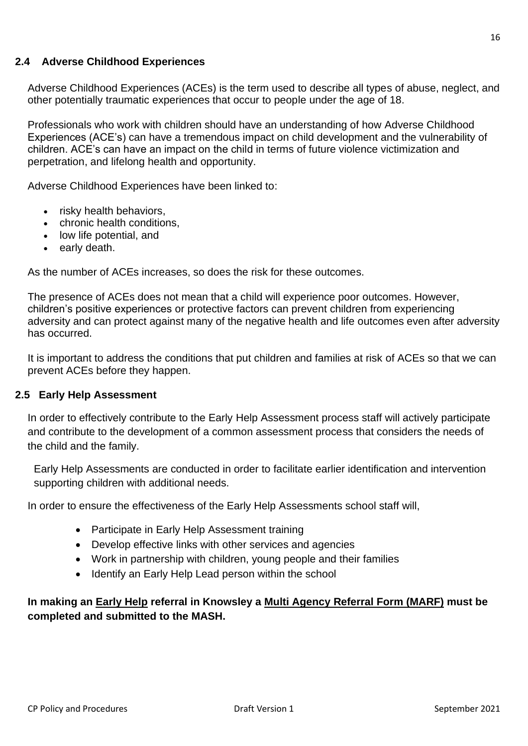## 2.4 Adverse Childhood Experiences

Adverse Childhood Experiences (ACEs) is the term used to describe all types of abuse, neglect, and other potentially traumatic experiences that occur to people under the age of 18.

Professionals who work with children should have an understanding of how Adverse Childhood Experiences (ACE's) can have a tremendous impact on child development and the vulnerability of children. ACE's can have an impact on the child in terms of future violence victimization and perpetration, and lifelong health and opportunity.

Adverse Childhood Experiences have been linked to:

- risky health behaviors,
- chronic health conditions,
- low life potential, and
- early death.

As the number of ACEs increases, so does the risk for these outcomes.

The presence of ACEs does not mean that a child will experience poor outcomes. However, children's positive experiences or protective factors can prevent children from experiencing adversity and can protect against many of the negative health and life outcomes even after adversity has occurred.

It is important to address the conditions that put children and families at risk of ACEs so that we can prevent ACEs before they happen.

## 2.5 Early Help Assessment

In order to effectively contribute to the Early Help Assessment process staff will actively participate and contribute to the development of a common assessment process that considers the needs of the child and the family.

Early Help Assessments are conducted in order to facilitate earlier identification and intervention supporting children with additional needs.

In order to ensure the effectiveness of the Early Help Assessments school staff will,

- Participate in Early Help Assessment training
- Develop effective links with other services and agencies
- Work in partnership with children, young people and their families
- Identify an Early Help Lead person within the school

**In making an Early Help referral in Knowsley a Multi Agency Referral Form (MARF) must be completed and submitted to the MASH.**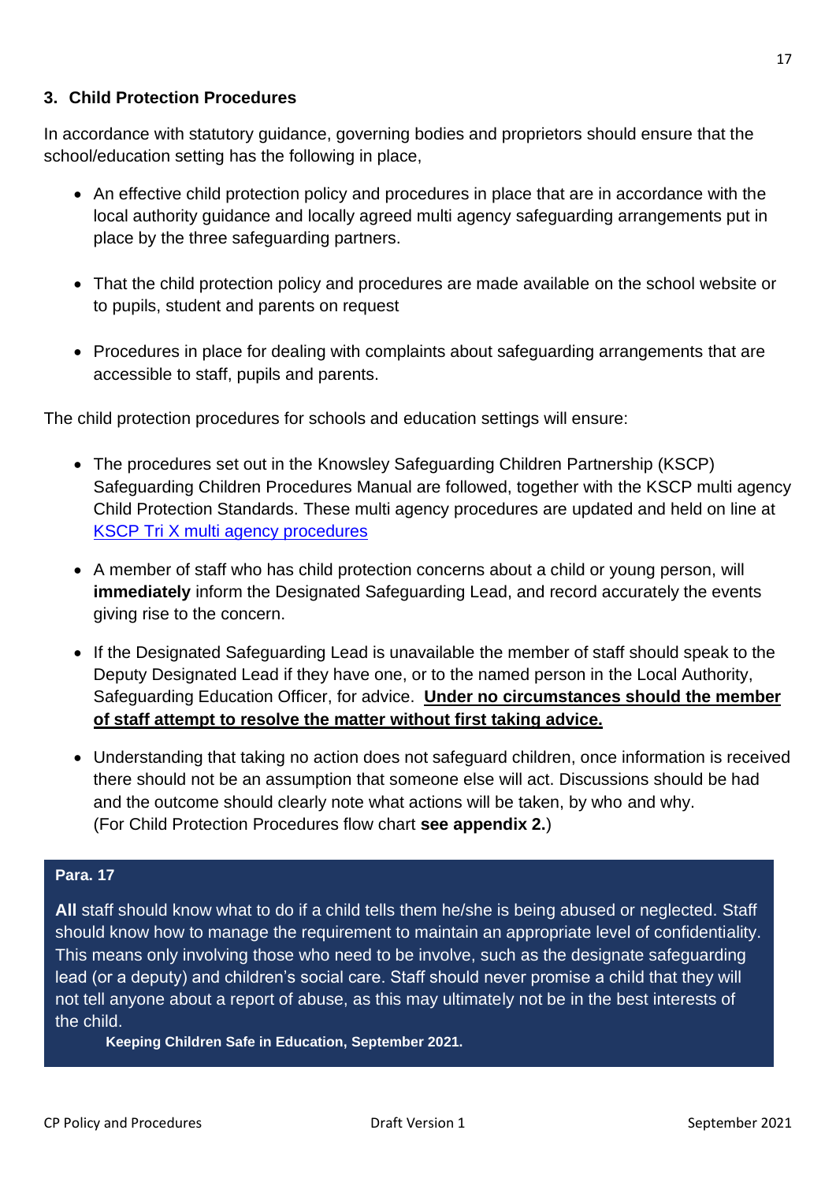## 3. Child Protection Procedures

In accordance with statutory guidance, governing bodies and proprietors should ensure that the school/education setting has the following in place,

- An effective child protection policy and procedures in place that are in accordance with the local authority guidance and locally agreed multi agency safeguarding arrangements put in place by the three safeguarding partners.
- That the child protection policy and procedures are made available on the school website or to pupils, student and parents on request
- Procedures in place for dealing with complaints about safeguarding arrangements that are accessible to staff, pupils and parents.

The child protection procedures for schools and education settings will ensure:

- The procedures set out in the Knowsley Safeguarding Children Partnership (KSCP) Safeguarding Children Procedures Manual are followed, together with the KSCP multi agency Child Protection Standards. These multi agency procedures are updated and held on line at [KSCP Tri X multi agency procedures]
- A member of staff who has child protection concerns about a child or young person, will **immediately** inform the Designated Safeguarding Lead, and record accurately the events giving rise to the concern.
- If the Designated Safeguarding Lead is unavailable the member of staff should speak to the Deputy Designated Lead if they have one, or to the named person in the Local Authority, Safeguarding Education Officer, for advice. **Under no circumstances should the member of staff attempt to resolve the matter without first taking advice.**
- Understanding that taking no action does not safeguard children, once information is received there should not be an assumption that someone else will act. Discussions should be had and the outcome should clearly note what actions will be taken, by who and why. (For Child Protection Procedures flow chart **see appendix 2.**)

> **Para. 17**
>
> **All** staff should know what to do if a child tells them he/she is being abused or neglected. Staff should know how to manage the requirement to maintain an appropriate level of confidentiality. This means only involving those who need to be involve, such as the designate safeguarding lead (or a deputy) and children's social care. Staff should never promise a child that they will not tell anyone about a report of abuse, as this may ultimately not be in the best interests of the child.
>
> **Keeping Children Safe in Education, September 2021.**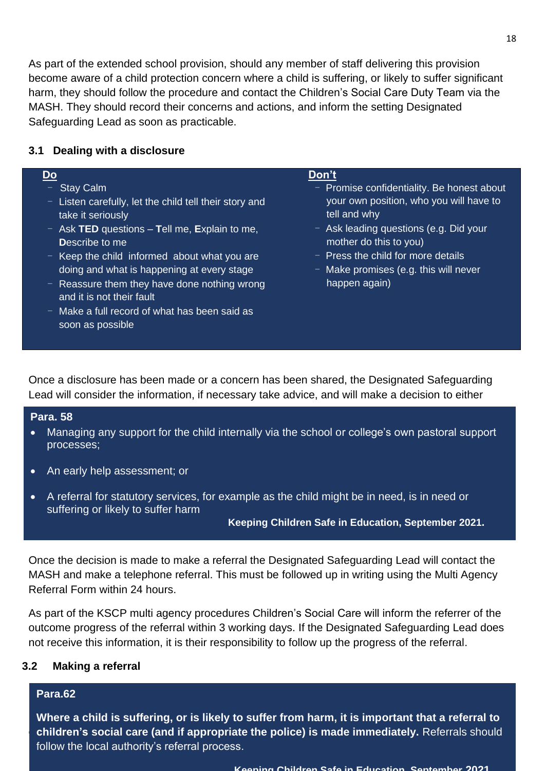As part of the extended school provision, should any member of staff delivering this provision become aware of a child protection concern where a child is suffering, or likely to suffer significant harm, they should follow the procedure and contact the Children's Social Care Duty Team via the MASH. They should record their concerns and actions, and inform the setting Designated Safeguarding Lead as soon as practicable.

### 3.1 Dealing with a disclosure

| Do | Don't |
| --- | --- |
| - Stay Calm<br>- Listen carefully, let the child tell their story and take it seriously<br>- Ask **TED** questions – **T**ell me, **E**xplain to me, **D**escribe to me<br>- Keep the child informed about what you are doing and what is happening at every stage<br>- Reassure them they have done nothing wrong and it is not their fault<br>- Make a full record of what has been said as soon as possible | - Promise confidentiality. Be honest about your own position, who you will have to tell and why<br>- Ask leading questions (e.g. Did your mother do this to you)<br>- Press the child for more details<br>- Make promises (e.g. this will never happen again) |

Once a disclosure has been made or a concern has been shared, the Designated Safeguarding Lead will consider the information, if necessary take advice, and will make a decision to either

> **Para. 58**
>
> - Managing any support for the child internally via the school or college's own pastoral support processes;
> - An early help assessment; or
> - A referral for statutory services, for example as the child might be in need, is in need or suffering or likely to suffer harm
>
> **Keeping Children Safe in Education, September 2021.**

Once the decision is made to make a referral the Designated Safeguarding Lead will contact the MASH and make a telephone referral. This must be followed up in writing using the Multi Agency Referral Form within 24 hours.

As part of the KSCP multi agency procedures Children's Social Care will inform the referrer of the outcome progress of the referral within 3 working days. If the Designated Safeguarding Lead does not receive this information, it is their responsibility to follow up the progress of the referral.

### 3.2 Making a referral

> **Para.62**
>
> **Where a child is suffering, or is likely to suffer from harm, it is important that a referral to children's social care (and if appropriate the police) is made immediately.** Referrals should follow the local authority's referral process.
>
> **Keeping Children Safe in Education, September 2021**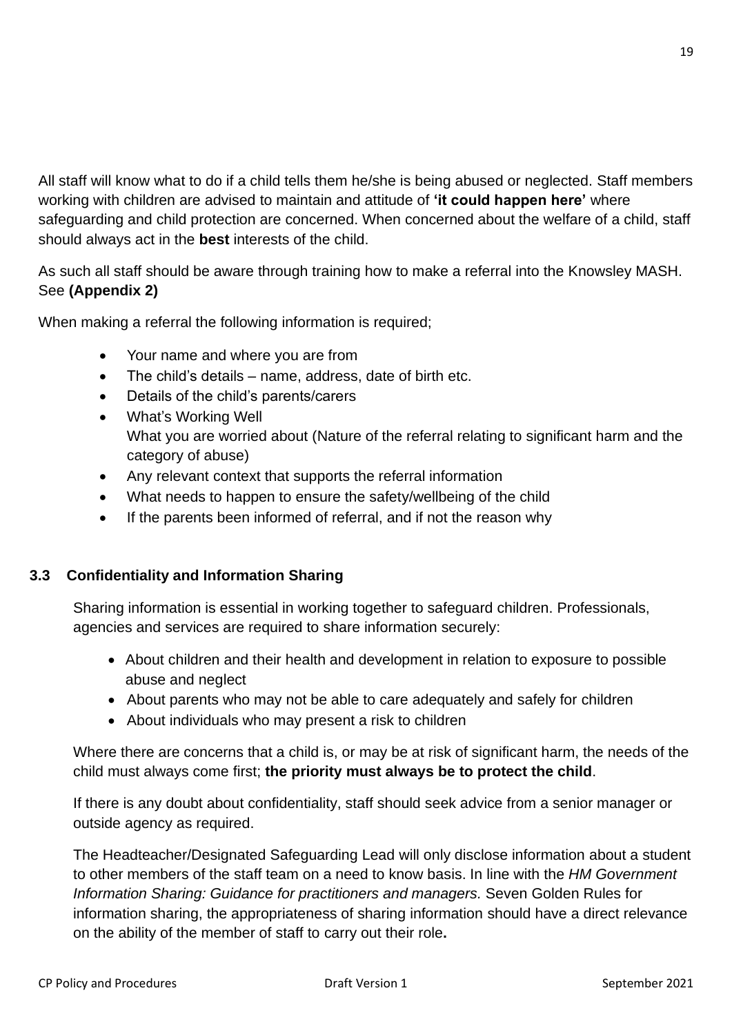All staff will know what to do if a child tells them he/she is being abused or neglected. Staff members working with children are advised to maintain and attitude of **'it could happen here'** where safeguarding and child protection are concerned. When concerned about the welfare of a child, staff should always act in the **best** interests of the child.

As such all staff should be aware through training how to make a referral into the Knowsley MASH. See **(Appendix 2)**

When making a referral the following information is required;

- Your name and where you are from
- The child's details – name, address, date of birth etc.
- Details of the child's parents/carers
- What's Working Well
  What you are worried about (Nature of the referral relating to significant harm and the category of abuse)
- Any relevant context that supports the referral information
- What needs to happen to ensure the safety/wellbeing of the child
- If the parents been informed of referral, and if not the reason why

### 3.3 Confidentiality and Information Sharing

Sharing information is essential in working together to safeguard children. Professionals, agencies and services are required to share information securely:

- About children and their health and development in relation to exposure to possible abuse and neglect
- About parents who may not be able to care adequately and safely for children
- About individuals who may present a risk to children

Where there are concerns that a child is, or may be at risk of significant harm, the needs of the child must always come first; **the priority must always be to protect the child**.

If there is any doubt about confidentiality, staff should seek advice from a senior manager or outside agency as required.

The Headteacher/Designated Safeguarding Lead will only disclose information about a student to other members of the staff team on a need to know basis. In line with the *HM Government Information Sharing: Guidance for practitioners and managers.* Seven Golden Rules for information sharing, the appropriateness of sharing information should have a direct relevance on the ability of the member of staff to carry out their role**.**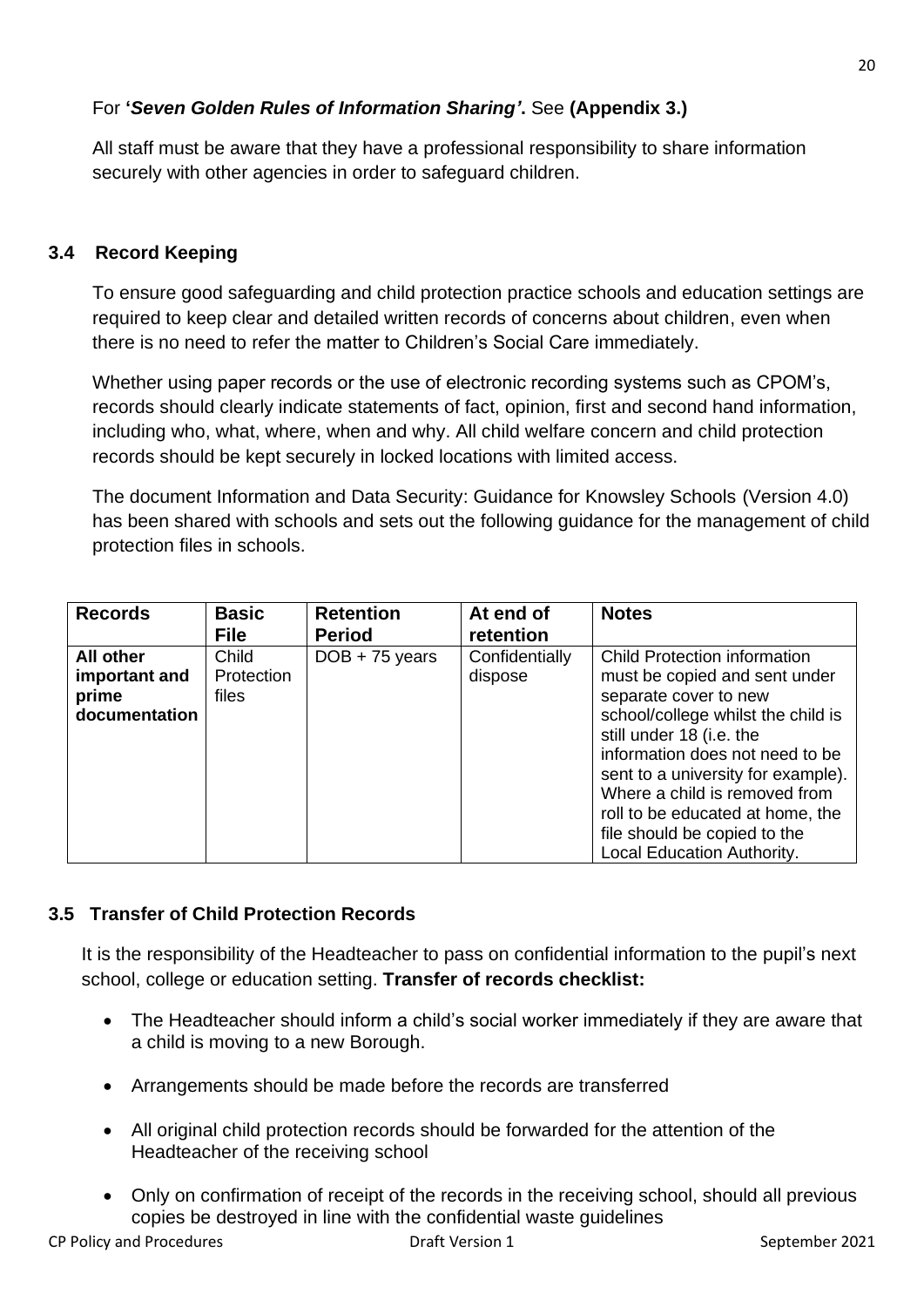For **'*Seven Golden Rules of Information Sharing'*.** See **(Appendix 3.)**

All staff must be aware that they have a professional responsibility to share information securely with other agencies in order to safeguard children.

### 3.4 Record Keeping

To ensure good safeguarding and child protection practice schools and education settings are required to keep clear and detailed written records of concerns about children, even when there is no need to refer the matter to Children's Social Care immediately.

Whether using paper records or the use of electronic recording systems such as CPOM's, records should clearly indicate statements of fact, opinion, first and second hand information, including who, what, where, when and why. All child welfare concern and child protection records should be kept securely in locked locations with limited access.

The document Information and Data Security: Guidance for Knowsley Schools (Version 4.0) has been shared with schools and sets out the following guidance for the management of child protection files in schools.

| Records | Basic File | Retention Period | At end of retention | Notes |
| --- | --- | --- | --- | --- |
| **All other important and prime documentation** | Child Protection files | DOB + 75 years | Confidentially dispose | Child Protection information must be copied and sent under separate cover to new school/college whilst the child is still under 18 (i.e. the information does not need to be sent to a university for example). Where a child is removed from roll to be educated at home, the file should be copied to the Local Education Authority. |

### 3.5 Transfer of Child Protection Records

It is the responsibility of the Headteacher to pass on confidential information to the pupil's next school, college or education setting. **Transfer of records checklist:**

- The Headteacher should inform a child's social worker immediately if they are aware that a child is moving to a new Borough.
- Arrangements should be made before the records are transferred
- All original child protection records should be forwarded for the attention of the Headteacher of the receiving school
- Only on confirmation of receipt of the records in the receiving school, should all previous copies be destroyed in line with the confidential waste guidelines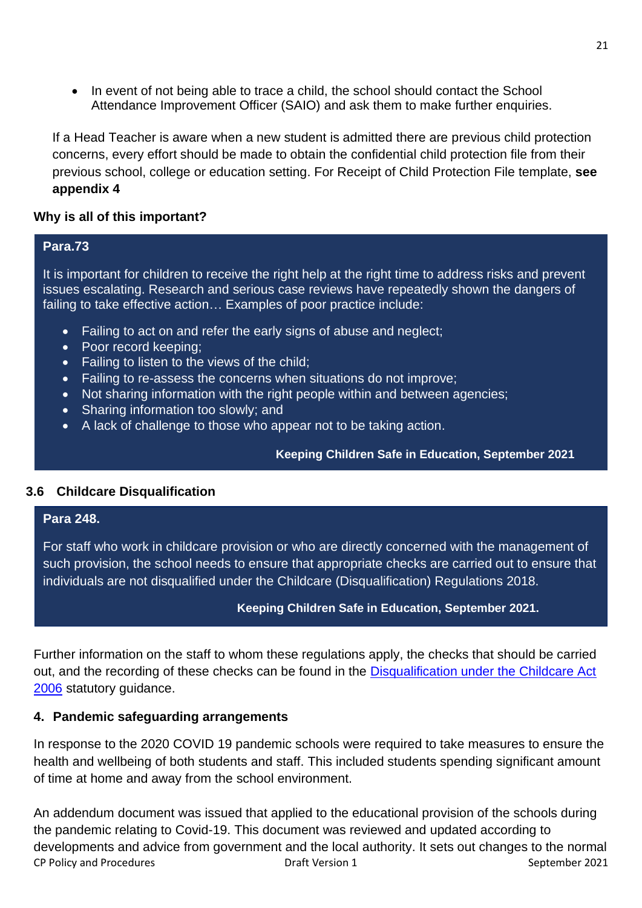- In event of not being able to trace a child, the school should contact the School Attendance Improvement Officer (SAIO) and ask them to make further enquiries.

If a Head Teacher is aware when a new student is admitted there are previous child protection concerns, every effort should be made to obtain the confidential child protection file from their previous school, college or education setting. For Receipt of Child Protection File template, **see appendix 4**

**Why is all of this important?**

> **Para.73**
>
> It is important for children to receive the right help at the right time to address risks and prevent issues escalating. Research and serious case reviews have repeatedly shown the dangers of failing to take effective action… Examples of poor practice include:
>
> - Failing to act on and refer the early signs of abuse and neglect;
> - Poor record keeping;
> - Failing to listen to the views of the child;
> - Failing to re-assess the concerns when situations do not improve;
> - Not sharing information with the right people within and between agencies;
> - Sharing information too slowly; and
> - A lack of challenge to those who appear not to be taking action.
>
> **Keeping Children Safe in Education, September 2021**

### 3.6 Childcare Disqualification

> **Para 248.**
>
> For staff who work in childcare provision or who are directly concerned with the management of such provision, the school needs to ensure that appropriate checks are carried out to ensure that individuals are not disqualified under the Childcare (Disqualification) Regulations 2018.
>
> **Keeping Children Safe in Education, September 2021.**

Further information on the staff to whom these regulations apply, the checks that should be carried out, and the recording of these checks can be found in the Disqualification under the Childcare Act 2006 statutory guidance.

## 4. Pandemic safeguarding arrangements

In response to the 2020 COVID 19 pandemic schools were required to take measures to ensure the health and wellbeing of both students and staff. This included students spending significant amount of time at home and away from the school environment.

An addendum document was issued that applied to the educational provision of the schools during the pandemic relating to Covid-19. This document was reviewed and updated according to developments and advice from government and the local authority. It sets out changes to the normal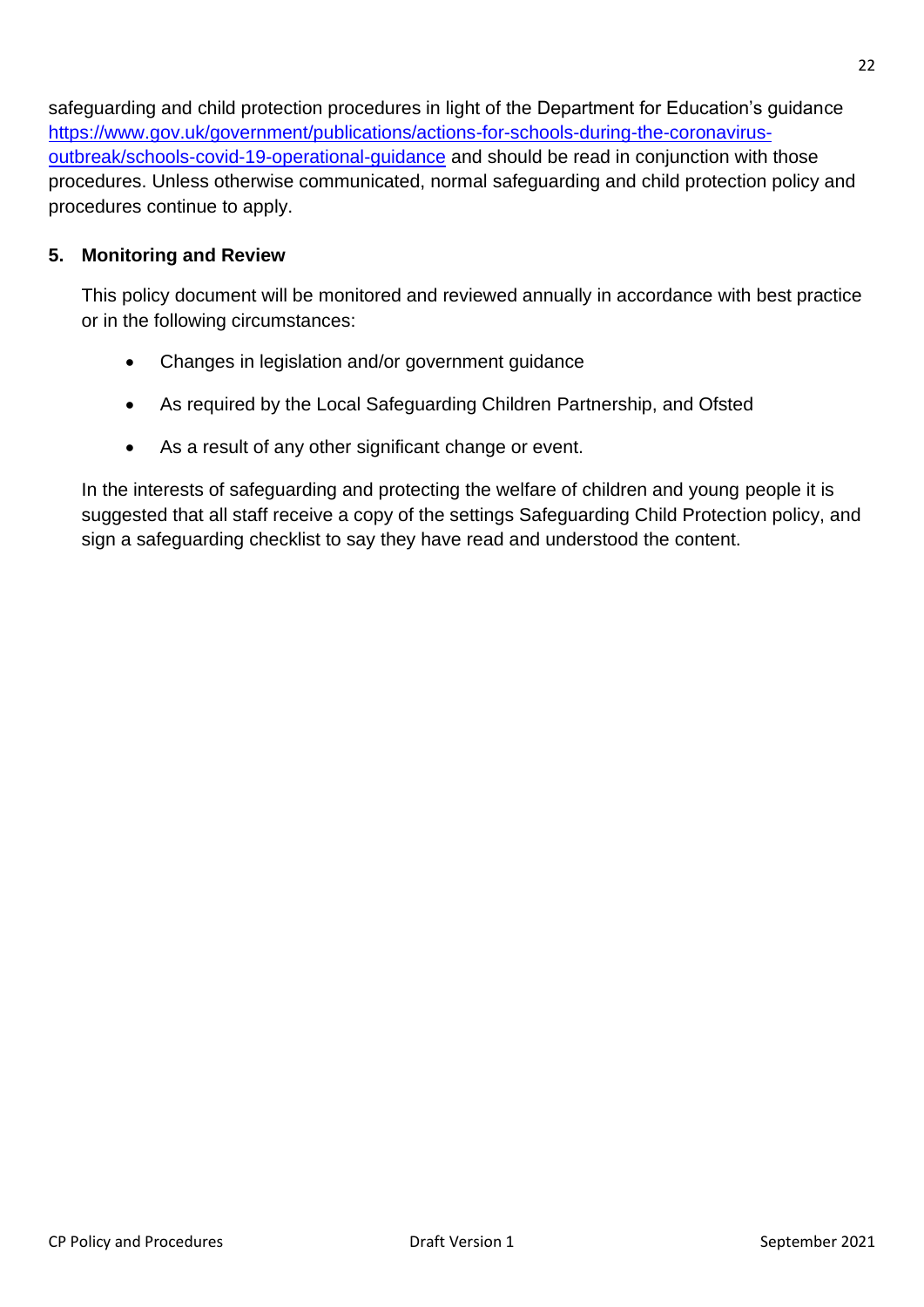safeguarding and child protection procedures in light of the Department for Education's guidance [https://www.gov.uk/government/publications/actions-for-schools-during-the-coronavirus-outbreak/schools-covid-19-operational-guidance](https://www.gov.uk/government/publications/actions-for-schools-during-the-coronavirus-outbreak/schools-covid-19-operational-guidance) and should be read in conjunction with those procedures. Unless otherwise communicated, normal safeguarding and child protection policy and procedures continue to apply.

## 5. Monitoring and Review

This policy document will be monitored and reviewed annually in accordance with best practice or in the following circumstances:

- Changes in legislation and/or government guidance
- As required by the Local Safeguarding Children Partnership, and Ofsted
- As a result of any other significant change or event.

In the interests of safeguarding and protecting the welfare of children and young people it is suggested that all staff receive a copy of the settings Safeguarding Child Protection policy, and sign a safeguarding checklist to say they have read and understood the content.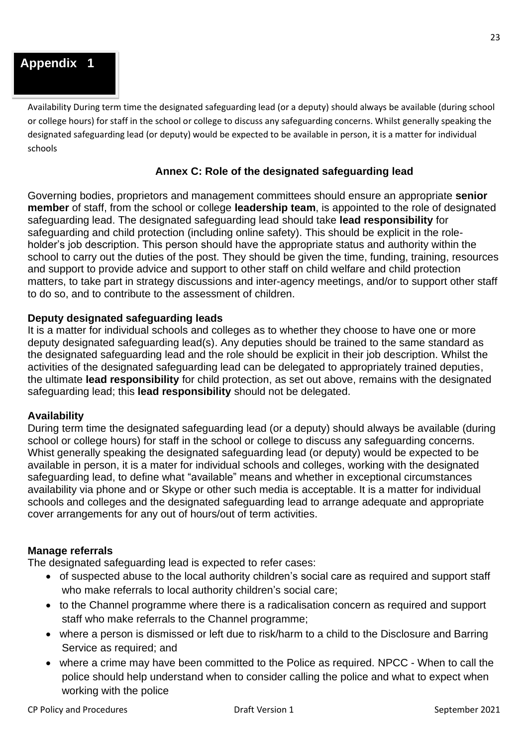# Appendix 1

Availability During term time the designated safeguarding lead (or a deputy) should always be available (during school or college hours) for staff in the school or college to discuss any safeguarding concerns. Whilst generally speaking the designated safeguarding lead (or deputy) would be expected to be available in person, it is a matter for individual schools

## Annex C: Role of the designated safeguarding lead

Governing bodies, proprietors and management committees should ensure an appropriate **senior member** of staff, from the school or college **leadership team**, is appointed to the role of designated safeguarding lead. The designated safeguarding lead should take **lead responsibility** for safeguarding and child protection (including online safety). This should be explicit in the role-holder's job description. This person should have the appropriate status and authority within the school to carry out the duties of the post. They should be given the time, funding, training, resources and support to provide advice and support to other staff on child welfare and child protection matters, to take part in strategy discussions and inter-agency meetings, and/or to support other staff to do so, and to contribute to the assessment of children.

### Deputy designated safeguarding leads

It is a matter for individual schools and colleges as to whether they choose to have one or more deputy designated safeguarding lead(s). Any deputies should be trained to the same standard as the designated safeguarding lead and the role should be explicit in their job description. Whilst the activities of the designated safeguarding lead can be delegated to appropriately trained deputies, the ultimate **lead responsibility** for child protection, as set out above, remains with the designated safeguarding lead; this **lead responsibility** should not be delegated.

### Availability

During term time the designated safeguarding lead (or a deputy) should always be available (during school or college hours) for staff in the school or college to discuss any safeguarding concerns. Whist generally speaking the designated safeguarding lead (or deputy) would be expected to be available in person, it is a mater for individual schools and colleges, working with the designated safeguarding lead, to define what "available" means and whether in exceptional circumstances availability via phone and or Skype or other such media is acceptable. It is a matter for individual schools and colleges and the designated safeguarding lead to arrange adequate and appropriate cover arrangements for any out of hours/out of term activities.

### Manage referrals

The designated safeguarding lead is expected to refer cases:

- of suspected abuse to the local authority children's social care as required and support staff who make referrals to local authority children's social care;
- to the Channel programme where there is a radicalisation concern as required and support staff who make referrals to the Channel programme;
- where a person is dismissed or left due to risk/harm to a child to the Disclosure and Barring Service as required; and
- where a crime may have been committed to the Police as required. NPCC - When to call the police should help understand when to consider calling the police and what to expect when working with the police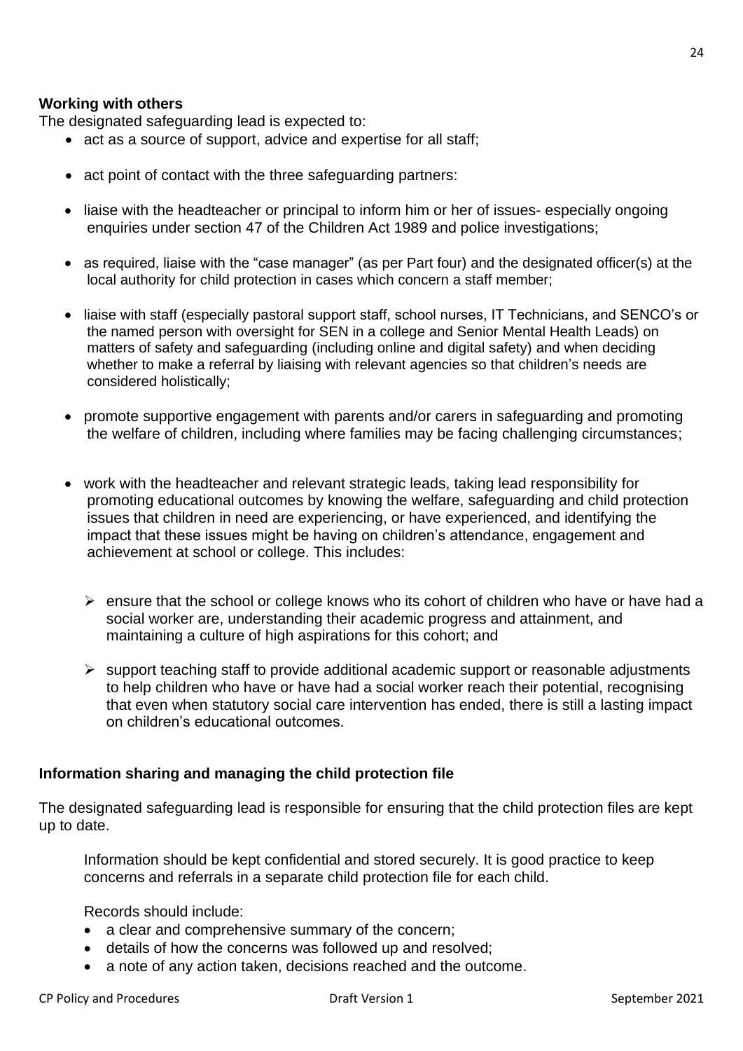**Working with others**

The designated safeguarding lead is expected to:

- act as a source of support, advice and expertise for all staff;
- act point of contact with the three safeguarding partners:
- liaise with the headteacher or principal to inform him or her of issues- especially ongoing enquiries under section 47 of the Children Act 1989 and police investigations;
- as required, liaise with the "case manager" (as per Part four) and the designated officer(s) at the local authority for child protection in cases which concern a staff member;
- liaise with staff (especially pastoral support staff, school nurses, IT Technicians, and SENCO's or the named person with oversight for SEN in a college and Senior Mental Health Leads) on matters of safety and safeguarding (including online and digital safety) and when deciding whether to make a referral by liaising with relevant agencies so that children's needs are considered holistically;
- promote supportive engagement with parents and/or carers in safeguarding and promoting the welfare of children, including where families may be facing challenging circumstances;
- work with the headteacher and relevant strategic leads, taking lead responsibility for promoting educational outcomes by knowing the welfare, safeguarding and child protection issues that children in need are experiencing, or have experienced, and identifying the impact that these issues might be having on children's attendance, engagement and achievement at school or college. This includes:
  - ensure that the school or college knows who its cohort of children who have or have had a social worker are, understanding their academic progress and attainment, and maintaining a culture of high aspirations for this cohort; and
  - support teaching staff to provide additional academic support or reasonable adjustments to help children who have or have had a social worker reach their potential, recognising that even when statutory social care intervention has ended, there is still a lasting impact on children's educational outcomes.

**Information sharing and managing the child protection file**

The designated safeguarding lead is responsible for ensuring that the child protection files are kept up to date.

Information should be kept confidential and stored securely. It is good practice to keep concerns and referrals in a separate child protection file for each child.

Records should include:

- a clear and comprehensive summary of the concern;
- details of how the concerns was followed up and resolved;
- a note of any action taken, decisions reached and the outcome.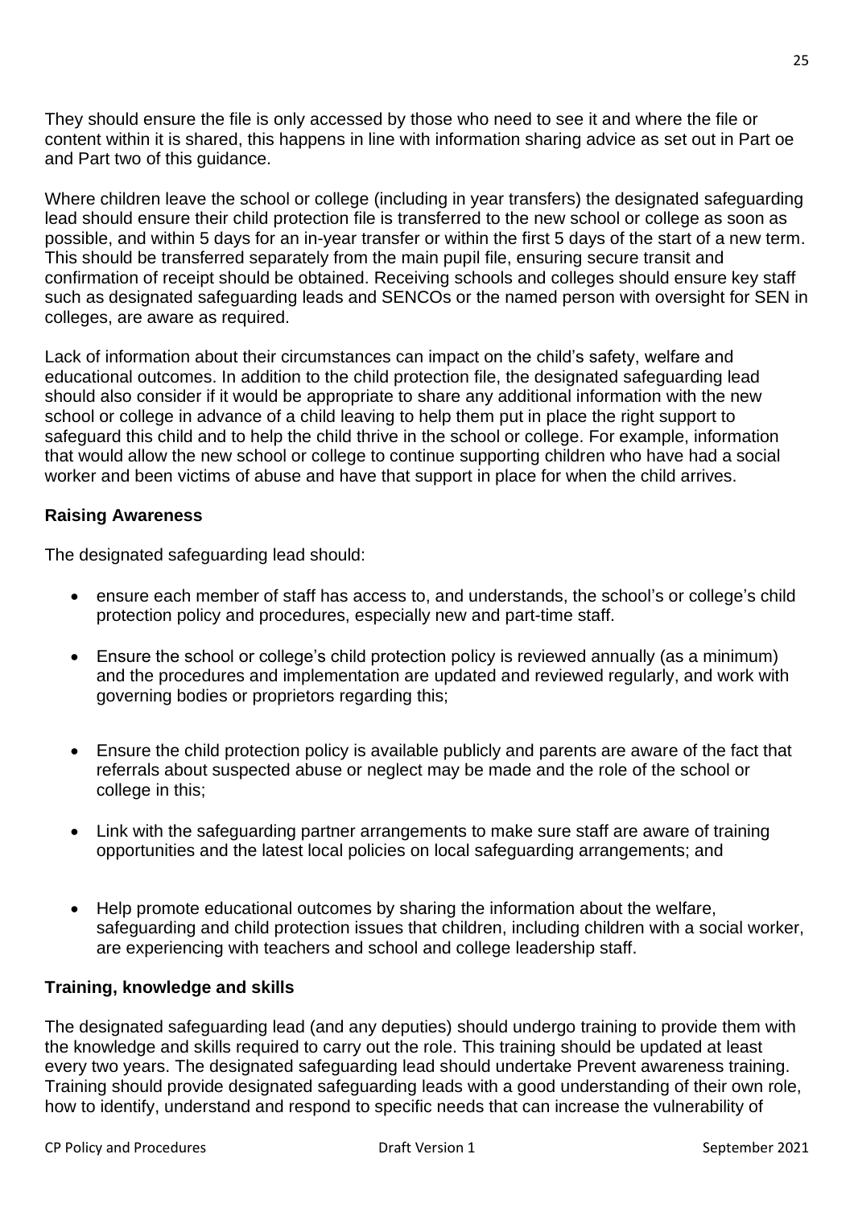They should ensure the file is only accessed by those who need to see it and where the file or content within it is shared, this happens in line with information sharing advice as set out in Part oe and Part two of this guidance.

Where children leave the school or college (including in year transfers) the designated safeguarding lead should ensure their child protection file is transferred to the new school or college as soon as possible, and within 5 days for an in-year transfer or within the first 5 days of the start of a new term. This should be transferred separately from the main pupil file, ensuring secure transit and confirmation of receipt should be obtained. Receiving schools and colleges should ensure key staff such as designated safeguarding leads and SENCOs or the named person with oversight for SEN in colleges, are aware as required.

Lack of information about their circumstances can impact on the child's safety, welfare and educational outcomes. In addition to the child protection file, the designated safeguarding lead should also consider if it would be appropriate to share any additional information with the new school or college in advance of a child leaving to help them put in place the right support to safeguard this child and to help the child thrive in the school or college. For example, information that would allow the new school or college to continue supporting children who have had a social worker and been victims of abuse and have that support in place for when the child arrives.

**Raising Awareness**

The designated safeguarding lead should:

- ensure each member of staff has access to, and understands, the school's or college's child protection policy and procedures, especially new and part-time staff.
- Ensure the school or college's child protection policy is reviewed annually (as a minimum) and the procedures and implementation are updated and reviewed regularly, and work with governing bodies or proprietors regarding this;
- Ensure the child protection policy is available publicly and parents are aware of the fact that referrals about suspected abuse or neglect may be made and the role of the school or college in this;
- Link with the safeguarding partner arrangements to make sure staff are aware of training opportunities and the latest local policies on local safeguarding arrangements; and
- Help promote educational outcomes by sharing the information about the welfare, safeguarding and child protection issues that children, including children with a social worker, are experiencing with teachers and school and college leadership staff.

**Training, knowledge and skills**

The designated safeguarding lead (and any deputies) should undergo training to provide them with the knowledge and skills required to carry out the role. This training should be updated at least every two years. The designated safeguarding lead should undertake Prevent awareness training. Training should provide designated safeguarding leads with a good understanding of their own role, how to identify, understand and respond to specific needs that can increase the vulnerability of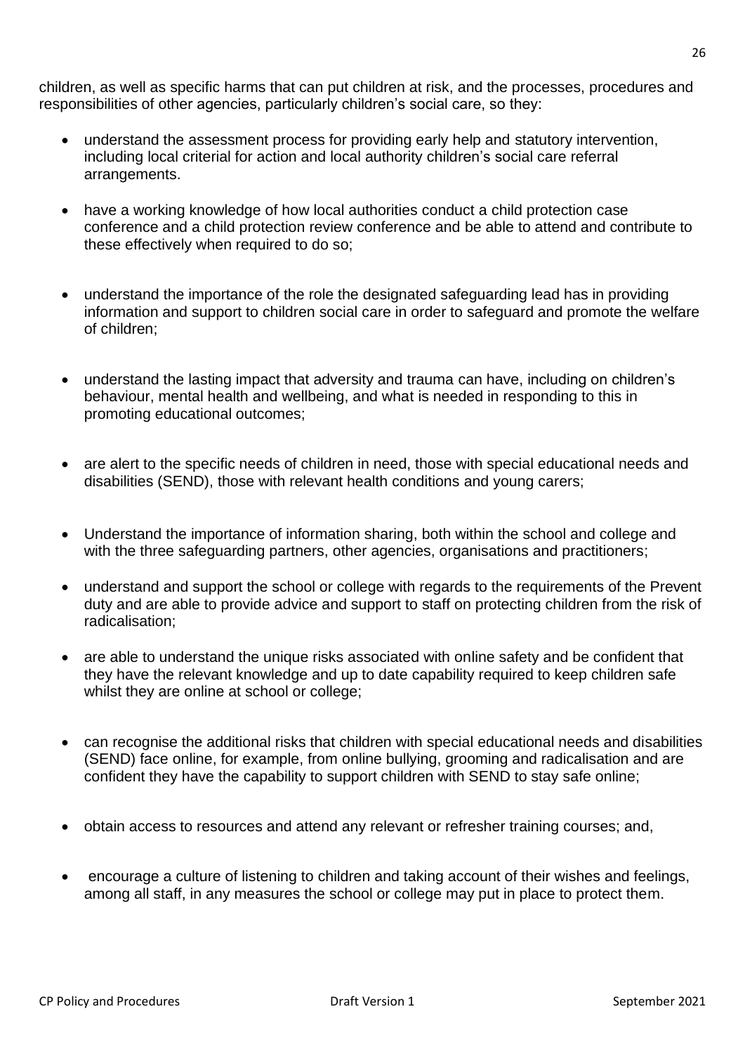children, as well as specific harms that can put children at risk, and the processes, procedures and responsibilities of other agencies, particularly children's social care, so they:

- understand the assessment process for providing early help and statutory intervention, including local criterial for action and local authority children's social care referral arrangements.
- have a working knowledge of how local authorities conduct a child protection case conference and a child protection review conference and be able to attend and contribute to these effectively when required to do so;
- understand the importance of the role the designated safeguarding lead has in providing information and support to children social care in order to safeguard and promote the welfare of children;
- understand the lasting impact that adversity and trauma can have, including on children's behaviour, mental health and wellbeing, and what is needed in responding to this in promoting educational outcomes;
- are alert to the specific needs of children in need, those with special educational needs and disabilities (SEND), those with relevant health conditions and young carers;
- Understand the importance of information sharing, both within the school and college and with the three safeguarding partners, other agencies, organisations and practitioners;
- understand and support the school or college with regards to the requirements of the Prevent duty and are able to provide advice and support to staff on protecting children from the risk of radicalisation;
- are able to understand the unique risks associated with online safety and be confident that they have the relevant knowledge and up to date capability required to keep children safe whilst they are online at school or college;
- can recognise the additional risks that children with special educational needs and disabilities (SEND) face online, for example, from online bullying, grooming and radicalisation and are confident they have the capability to support children with SEND to stay safe online;
- obtain access to resources and attend any relevant or refresher training courses; and,
- encourage a culture of listening to children and taking account of their wishes and feelings, among all staff, in any measures the school or college may put in place to protect them.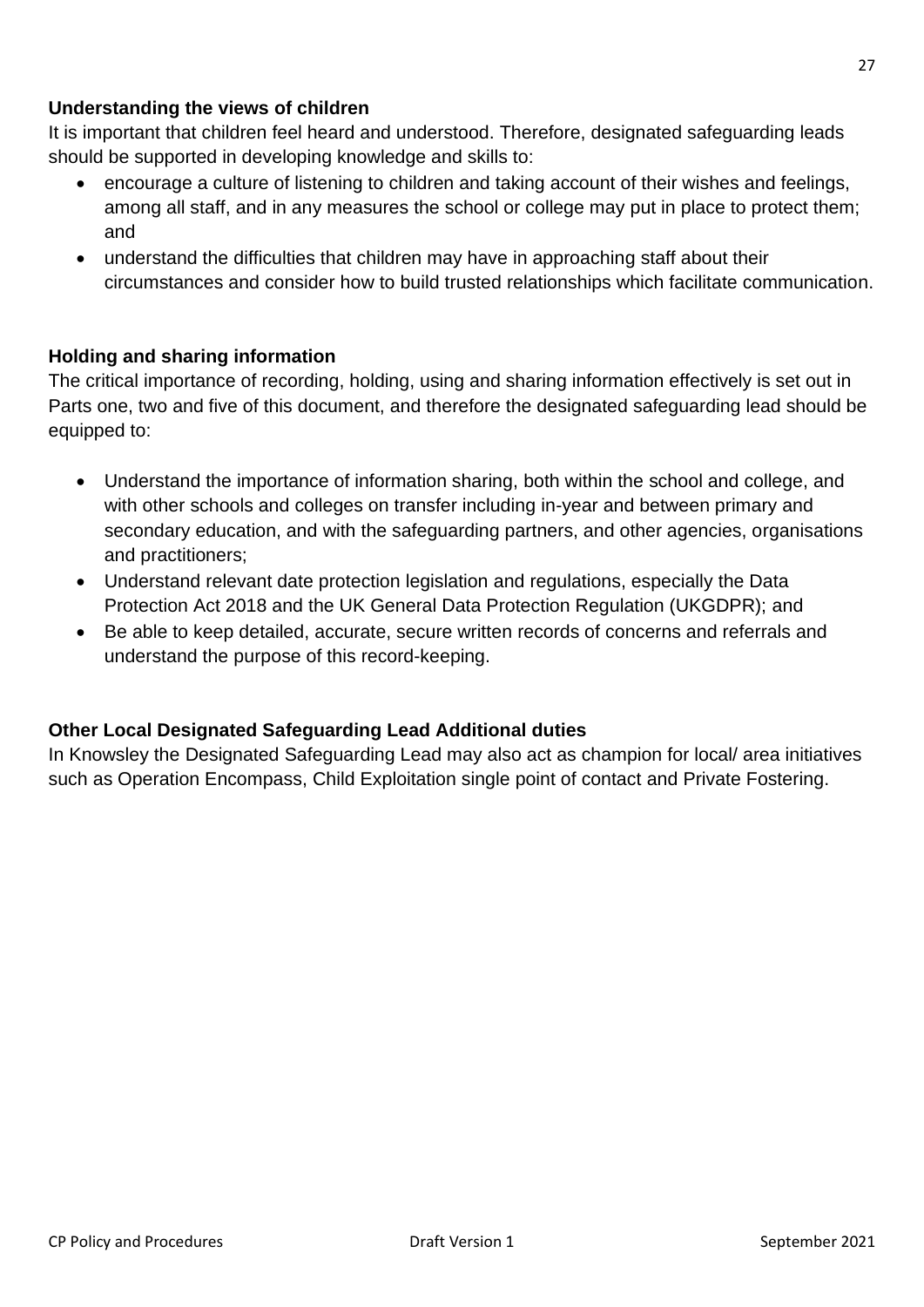**Understanding the views of children**

It is important that children feel heard and understood. Therefore, designated safeguarding leads should be supported in developing knowledge and skills to:

- encourage a culture of listening to children and taking account of their wishes and feelings, among all staff, and in any measures the school or college may put in place to protect them; and
- understand the difficulties that children may have in approaching staff about their circumstances and consider how to build trusted relationships which facilitate communication.

**Holding and sharing information**

The critical importance of recording, holding, using and sharing information effectively is set out in Parts one, two and five of this document, and therefore the designated safeguarding lead should be equipped to:

- Understand the importance of information sharing, both within the school and college, and with other schools and colleges on transfer including in-year and between primary and secondary education, and with the safeguarding partners, and other agencies, organisations and practitioners;
- Understand relevant date protection legislation and regulations, especially the Data Protection Act 2018 and the UK General Data Protection Regulation (UKGDPR); and
- Be able to keep detailed, accurate, secure written records of concerns and referrals and understand the purpose of this record-keeping.

**Other Local Designated Safeguarding Lead Additional duties**

In Knowsley the Designated Safeguarding Lead may also act as champion for local/ area initiatives such as Operation Encompass, Child Exploitation single point of contact and Private Fostering.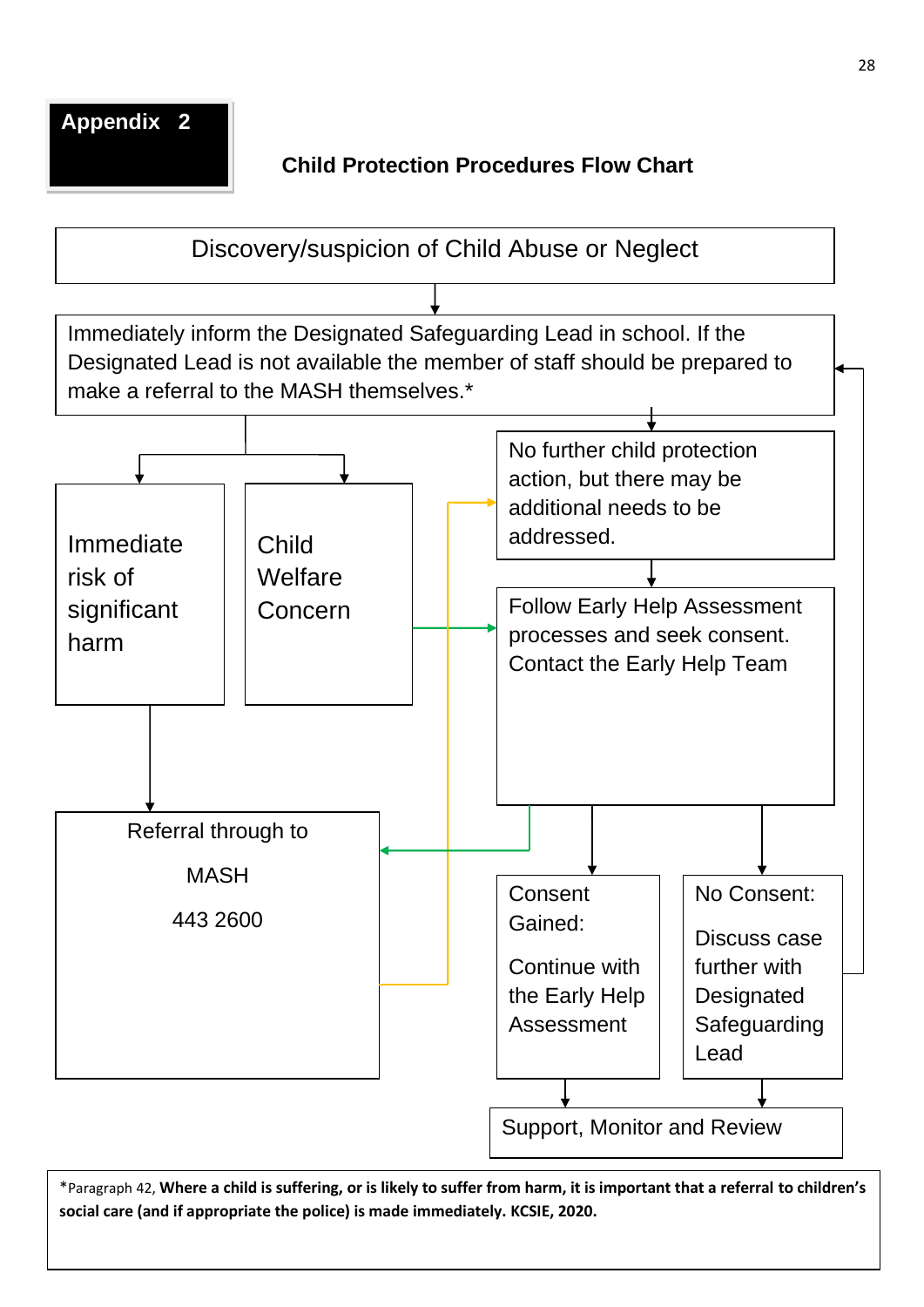**Appendix 2**

## Child Protection Procedures Flow Chart

Discovery/suspicion of Child Abuse or Neglect

Immediately inform the Designated Safeguarding Lead in school. If the Designated Lead is not available the member of staff should be prepared to make a referral to the MASH themselves.*

Immediate risk of significant harm

Child Welfare Concern

No further child protection action, but there may be additional needs to be addressed.

Follow Early Help Assessment processes and seek consent. Contact the Early Help Team

Referral through to

MASH

443 2600

Consent Gained:

Continue with the Early Help Assessment

No Consent:

Discuss case further with Designated Safeguarding Lead

Support, Monitor and Review

*Paragraph 42, **Where a child is suffering, or is likely to suffer from harm, it is important that a referral to children's social care (and if appropriate the police) is made immediately. KCSIE, 2020.**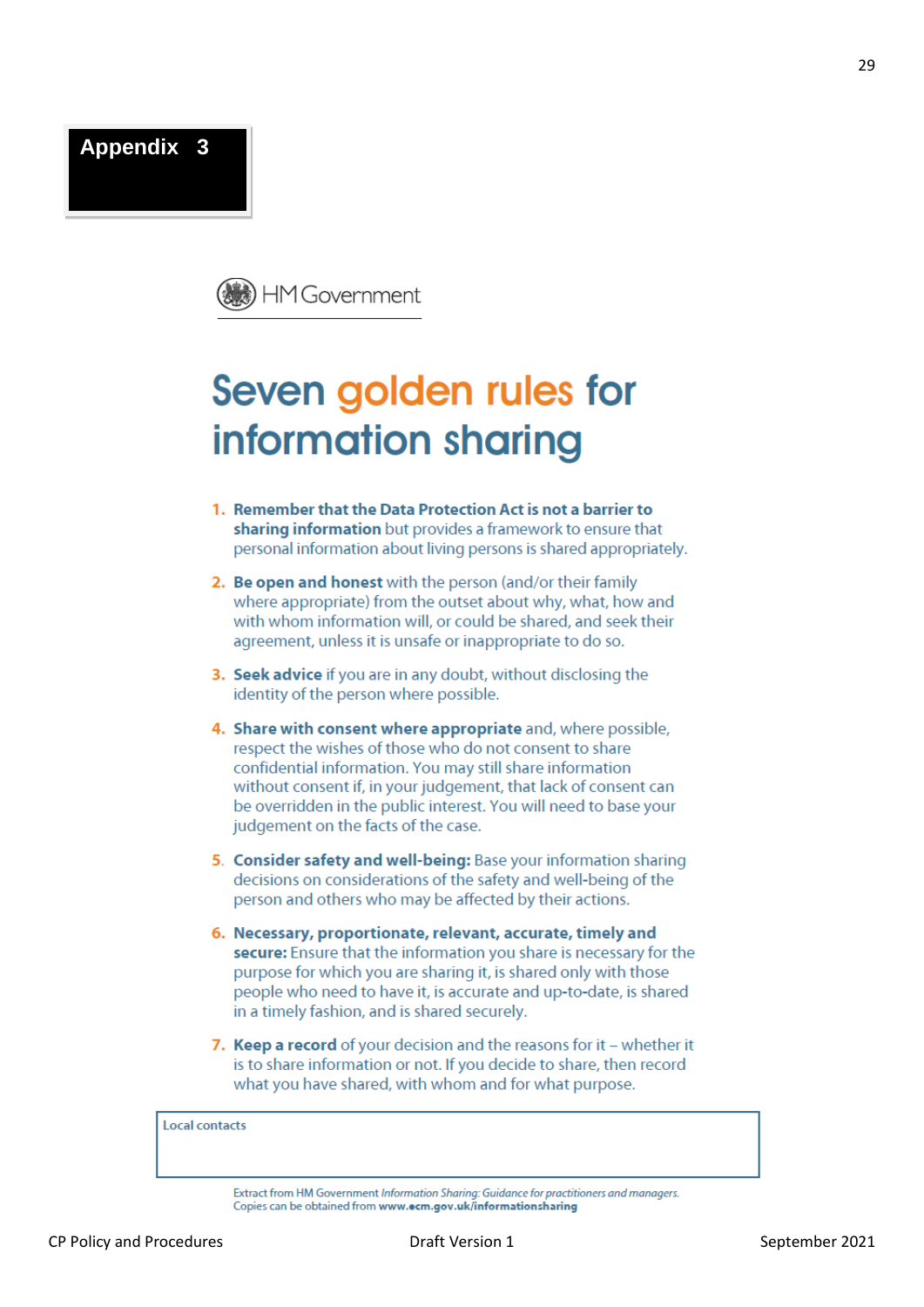# Appendix 3

HM Government

## Seven golden rules for information sharing

1. **Remember that the Data Protection Act is not a barrier to sharing information** but provides a framework to ensure that personal information about living persons is shared appropriately.
2. **Be open and honest** with the person (and/or their family where appropriate) from the outset about why, what, how and with whom information will, or could be shared, and seek their agreement, unless it is unsafe or inappropriate to do so.
3. **Seek advice** if you are in any doubt, without disclosing the identity of the person where possible.
4. **Share with consent where appropriate** and, where possible, respect the wishes of those who do not consent to share confidential information. You may still share information without consent if, in your judgement, that lack of consent can be overridden in the public interest. You will need to base your judgement on the facts of the case.
5. **Consider safety and well-being:** Base your information sharing decisions on considerations of the safety and well-being of the person and others who may be affected by their actions.
6. **Necessary, proportionate, relevant, accurate, timely and secure:** Ensure that the information you share is necessary for the purpose for which you are sharing it, is shared only with those people who need to have it, is accurate and up-to-date, is shared in a timely fashion, and is shared securely.
7. **Keep a record** of your decision and the reasons for it – whether it is to share information or not. If you decide to share, then record what you have shared, with whom and for what purpose.

| Local contacts |
|---|
| |

Extract from HM Government *Information Sharing: Guidance for practitioners and managers.*
Copies can be obtained from **www.ecm.gov.uk/informationsharing**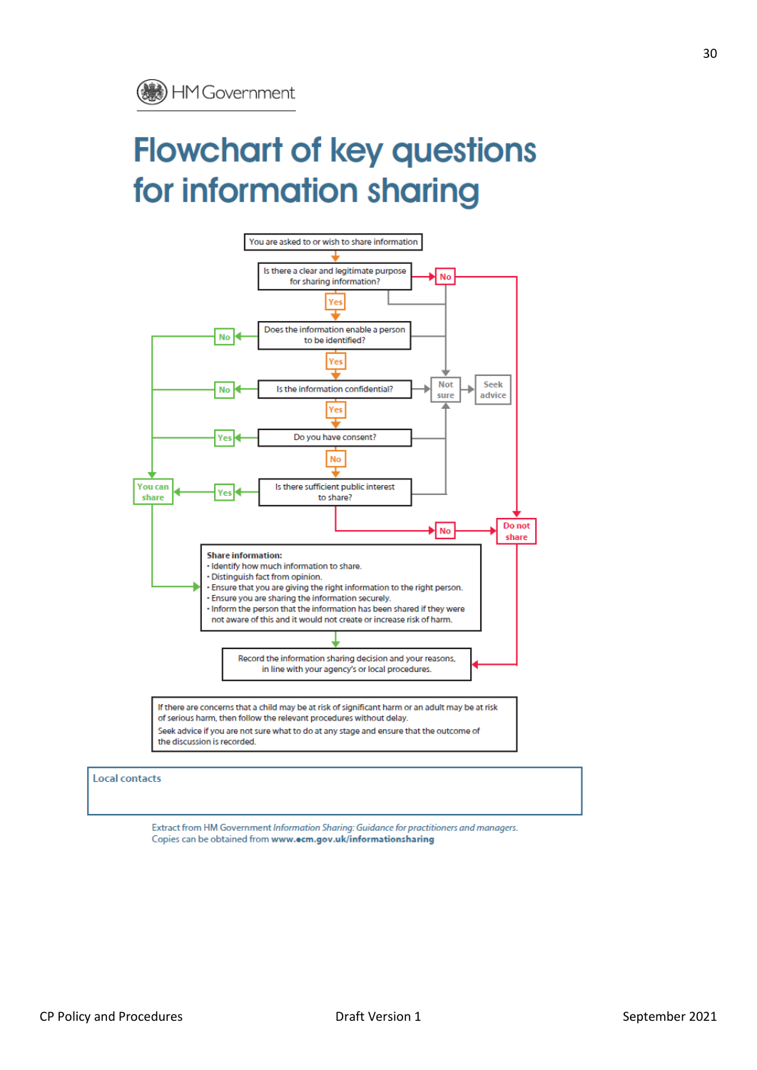HM Government

# Flowchart of key questions for information sharing

You are asked to or wish to share information

Is there a clear and legitimate purpose for sharing information? — No → Do not share; Yes ↓

Does the information enable a person to be identified? — No → You can share; Yes ↓

Is the information confidential? — No → You can share; Not sure → Seek advice; Yes ↓

Do you have consent? — Yes → You can share; No ↓

Is there sufficient public interest to share? — Yes → You can share; No → Do not share

Not sure → Seek advice

**Share information:**

- Identify how much information to share.
- Distinguish fact from opinion.
- Ensure that you are giving the right information to the right person.
- Ensure you are sharing the information securely.
- Inform the person that the information has been shared if they were not aware of this and it would not create or increase risk of harm.

Record the information sharing decision and your reasons, in line with your agency's or local procedures.

If there are concerns that a child may be at risk of significant harm or an adult may be at risk of serious harm, then follow the relevant procedures without delay.
Seek advice if you are not sure what to do at any stage and ensure that the outcome of the discussion is recorded.

| Local contacts |
| --- |
| |

Extract from HM Government *Information Sharing: Guidance for practitioners and managers.*
Copies can be obtained from **www.ecm.gov.uk/informationsharing**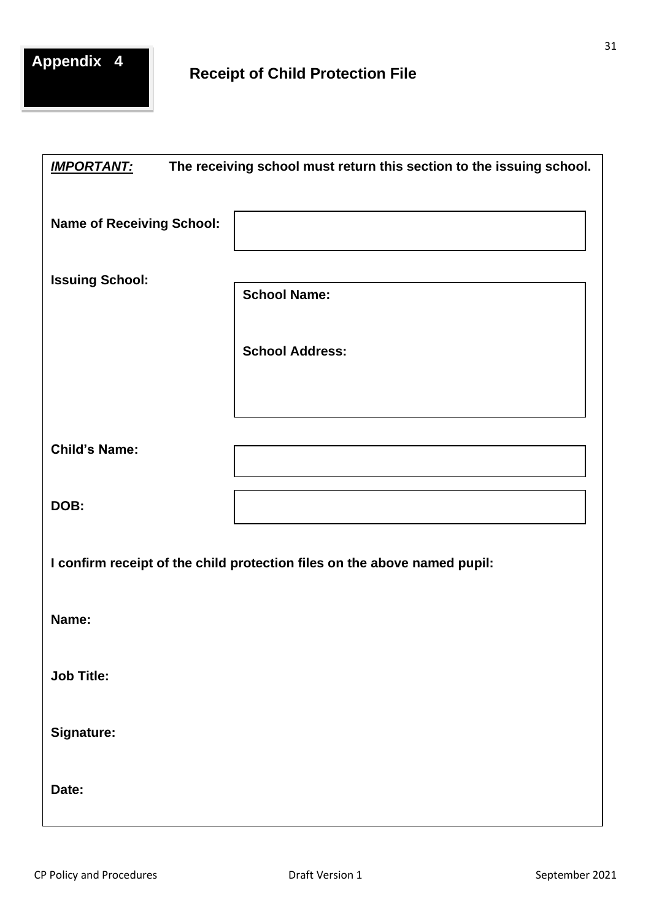**Appendix 4**

## Receipt of Child Protection File

***IMPORTANT:*** **The receiving school must return this section to the issuing school.**

**Name of Receiving School:**

**Issuing School:**

**School Name:**

**School Address:**

**Child's Name:**

**DOB:**

**I confirm receipt of the child protection files on the above named pupil:**

**Name:**

**Job Title:**

**Signature:**

**Date:**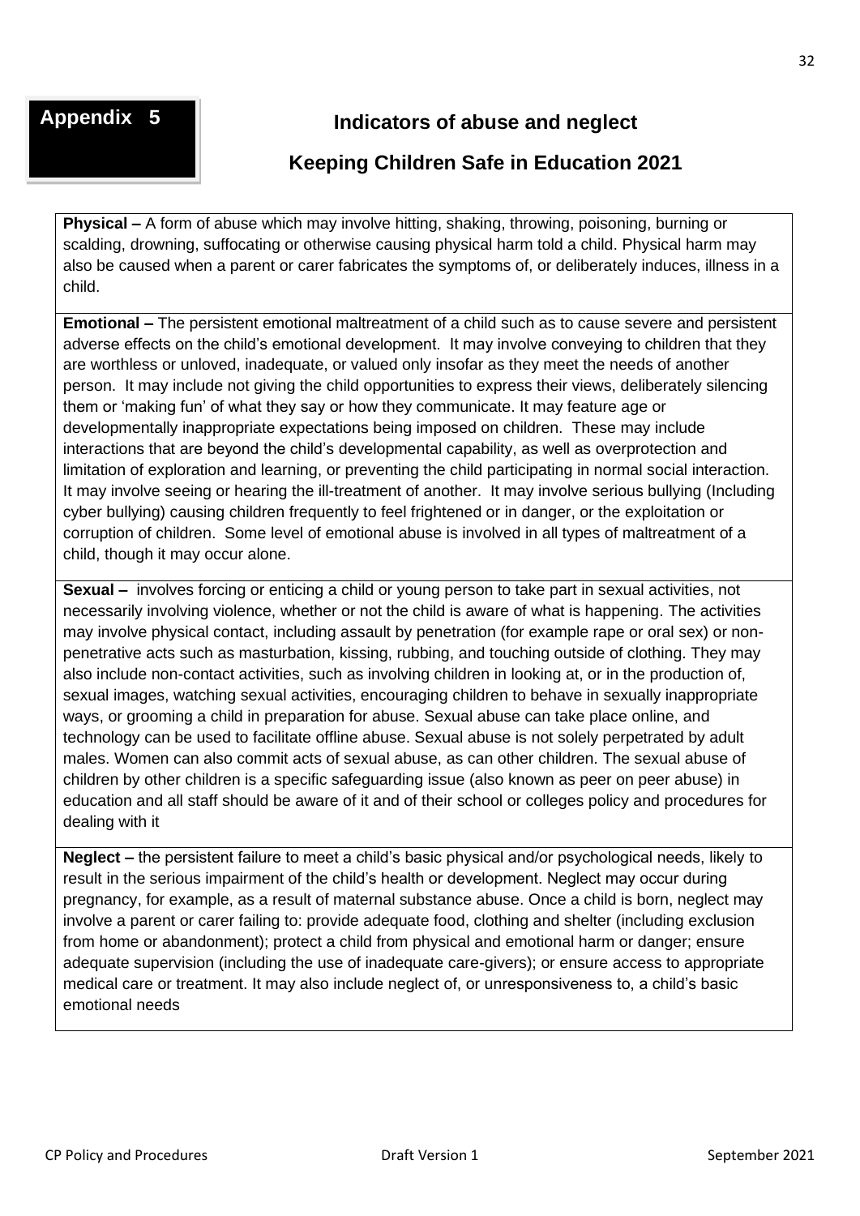**Appendix 5**

# Indicators of abuse and neglect

## Keeping Children Safe in Education 2021

**Physical –** A form of abuse which may involve hitting, shaking, throwing, poisoning, burning or scalding, drowning, suffocating or otherwise causing physical harm told a child. Physical harm may also be caused when a parent or carer fabricates the symptoms of, or deliberately induces, illness in a child.

**Emotional –** The persistent emotional maltreatment of a child such as to cause severe and persistent adverse effects on the child's emotional development. It may involve conveying to children that they are worthless or unloved, inadequate, or valued only insofar as they meet the needs of another person. It may include not giving the child opportunities to express their views, deliberately silencing them or 'making fun' of what they say or how they communicate. It may feature age or developmentally inappropriate expectations being imposed on children. These may include interactions that are beyond the child's developmental capability, as well as overprotection and limitation of exploration and learning, or preventing the child participating in normal social interaction. It may involve seeing or hearing the ill-treatment of another. It may involve serious bullying (Including cyber bullying) causing children frequently to feel frightened or in danger, or the exploitation or corruption of children. Some level of emotional abuse is involved in all types of maltreatment of a child, though it may occur alone.

**Sexual –** involves forcing or enticing a child or young person to take part in sexual activities, not necessarily involving violence, whether or not the child is aware of what is happening. The activities may involve physical contact, including assault by penetration (for example rape or oral sex) or non-penetrative acts such as masturbation, kissing, rubbing, and touching outside of clothing. They may also include non-contact activities, such as involving children in looking at, or in the production of, sexual images, watching sexual activities, encouraging children to behave in sexually inappropriate ways, or grooming a child in preparation for abuse. Sexual abuse can take place online, and technology can be used to facilitate offline abuse. Sexual abuse is not solely perpetrated by adult males. Women can also commit acts of sexual abuse, as can other children. The sexual abuse of children by other children is a specific safeguarding issue (also known as peer on peer abuse) in education and all staff should be aware of it and of their school or colleges policy and procedures for dealing with it

**Neglect –** the persistent failure to meet a child's basic physical and/or psychological needs, likely to result in the serious impairment of the child's health or development. Neglect may occur during pregnancy, for example, as a result of maternal substance abuse. Once a child is born, neglect may involve a parent or carer failing to: provide adequate food, clothing and shelter (including exclusion from home or abandonment); protect a child from physical and emotional harm or danger; ensure adequate supervision (including the use of inadequate care-givers); or ensure access to appropriate medical care or treatment. It may also include neglect of, or unresponsiveness to, a child's basic emotional needs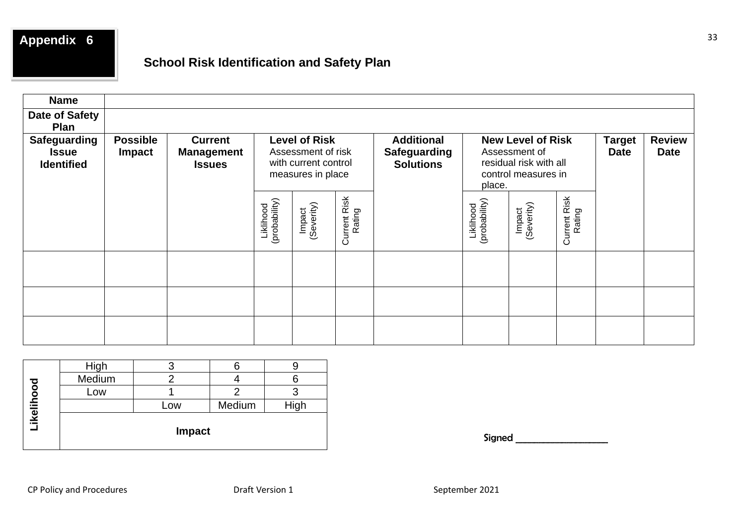**Appendix 6**

## School Risk Identification and Safety Plan

| **Name** | | | | | | | | | | | |
|---|---|---|---|---|---|---|---|---|---|---|---|
| **Date of Safety Plan** | | | | | | | | | | | |
| **Safeguarding Issue Identified** | **Possible Impact** | **Current Management Issues** | **Level of Risk** Assessment of risk with current control measures in place | | | **Additional Safeguarding Solutions** | **New Level of Risk** Assessment of residual risk with all control measures in place. | | | **Target Date** | **Review Date** |
| | | | Liklihood (probability) | Impact (Severity) | Current Risk Rating | | Liklihood (probability) | Impact (Severity) | Current Risk Rating | | |
| | | | | | | | | | | | |
| | | | | | | | | | | | |
| | | | | | | | | | | | |

| **Likelihood** | | | | |
|---|---|---|---|---|
| | High | 3 | 6 | 9 |
| | Medium | 2 | 4 | 6 |
| | Low | 1 | 2 | 3 |
| | | Low | Medium | High |
| | **Impact** | | | |

Signed ___________________

CP Policy and Procedures Draft Version 1 September 2021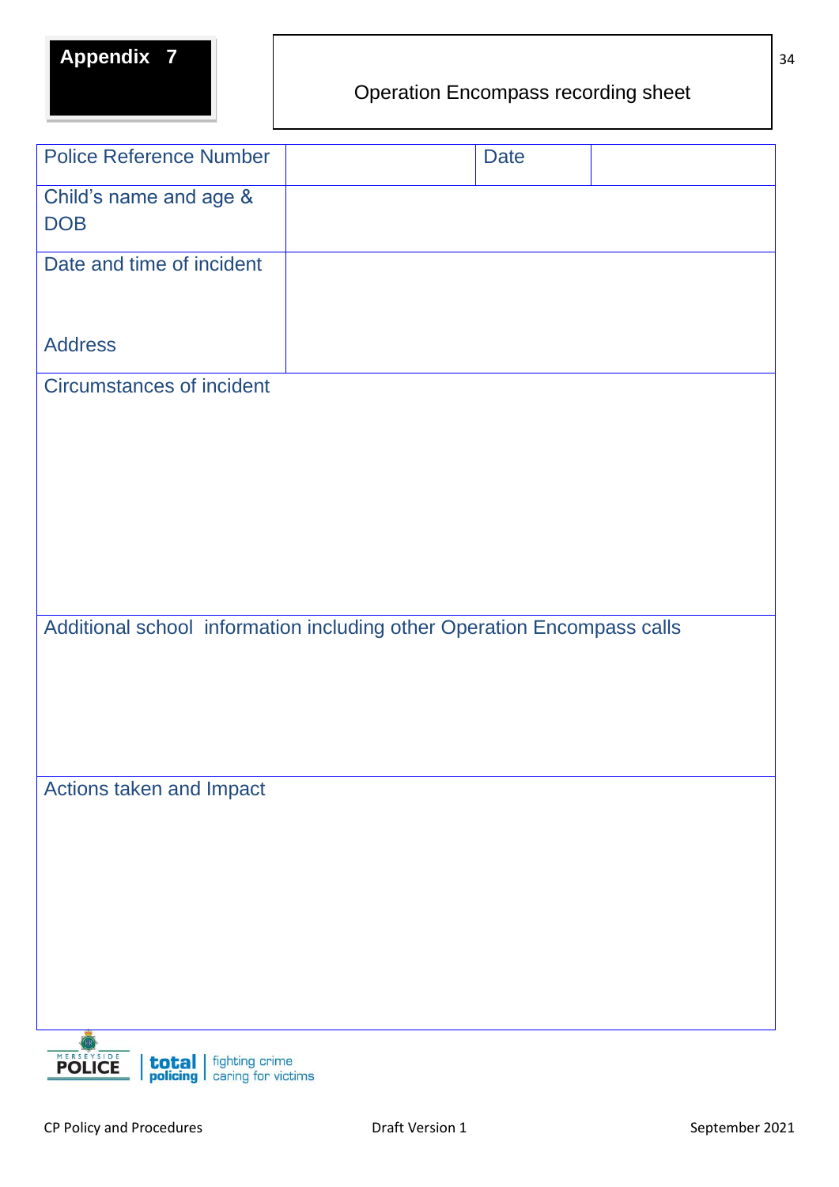**Appendix 7**

# Operation Encompass recording sheet

| Police Reference Number | | Date | |
|---|---|---|---|
| Child's name and age & DOB | | | |
| Date and time of incident<br><br>Address | | | |

| Circumstances of incident |
|---|
| |

| Additional school information including other Operation Encompass calls |
|---|
| |

| Actions taken and Impact |
|---|
| |

MERSEYSIDE POLICE | total policing | fighting crime caring for victims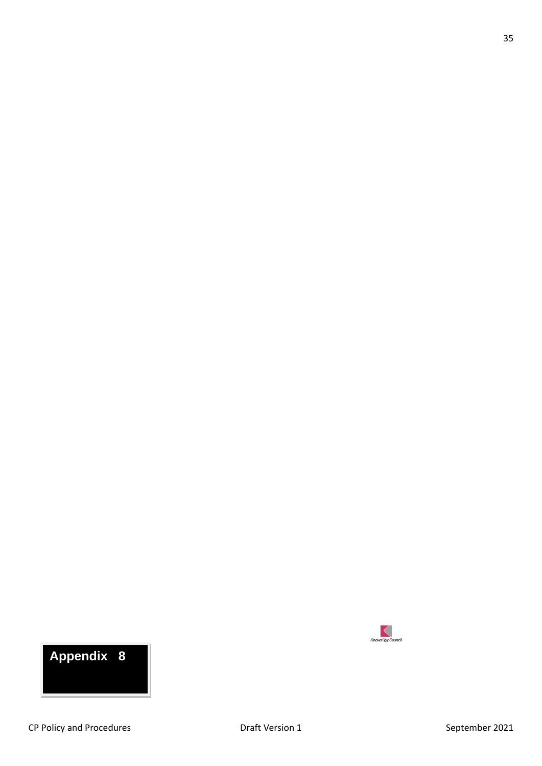**Appendix 8**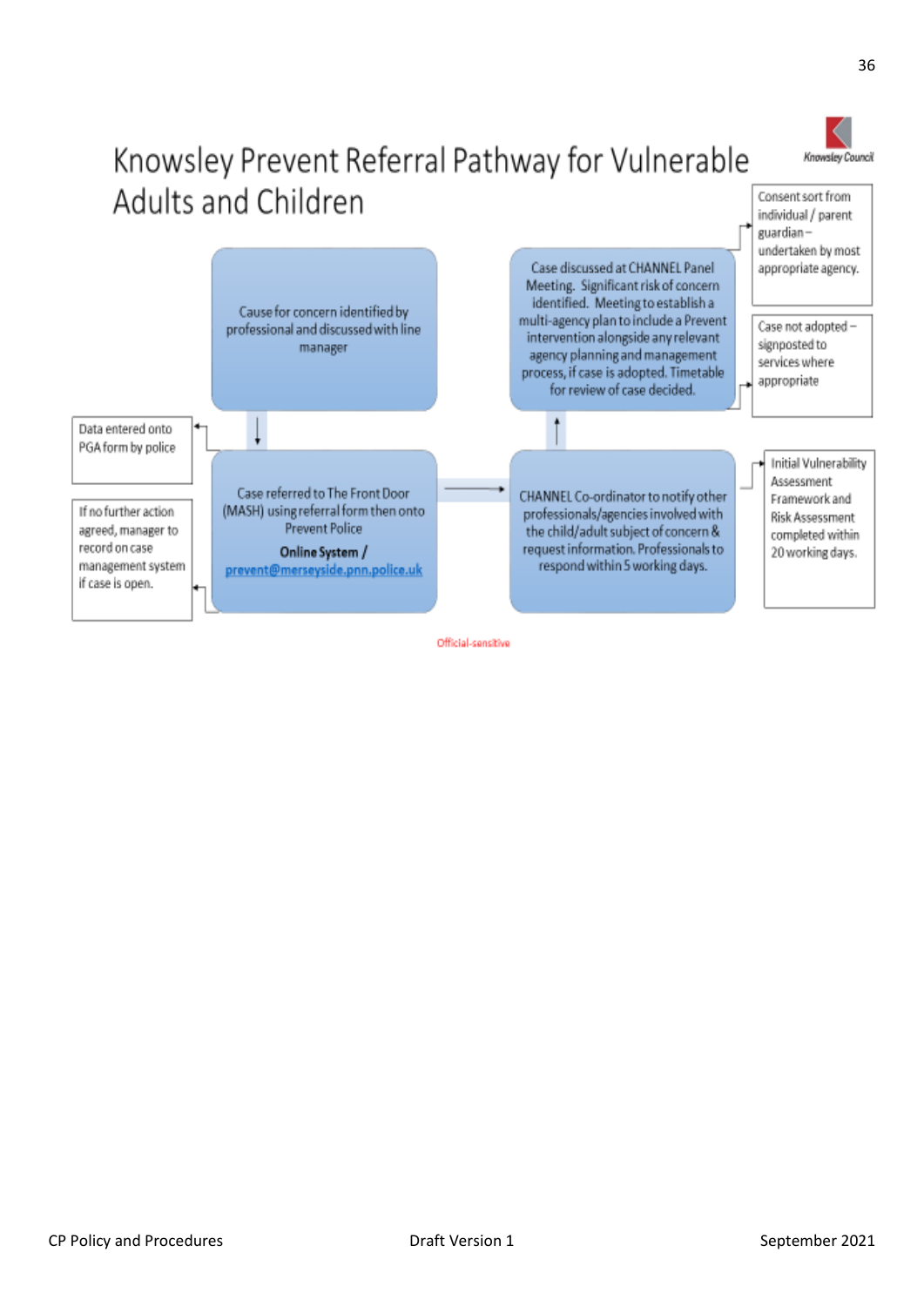# Knowsley Prevent Referral Pathway for Vulnerable Adults and Children

Knowsley Council

Cause for concern identified by professional and discussed with line manager

Case referred to The Front Door (MASH) using referral form then onto Prevent Police

**Online System /** prevent@merseyside.pnn.police.uk

Data entered onto PGA form by police

If no further action agreed, manager to record on case management system if case is open.

CHANNEL Co-ordinator to notify other professionals/agencies involved with the child/adult subject of concern & request information. Professionals to respond within 5 working days.

Initial Vulnerability Assessment Framework and Risk Assessment completed within 20 working days.

Case discussed at CHANNEL Panel Meeting. Significant risk of concern identified. Meeting to establish a multi-agency plan to include a Prevent intervention alongside any relevant agency planning and management process, if case is adopted. Timetable for review of case decided.

Consent sort from individual / parent guardian – undertaken by most appropriate agency.

Case not adopted – signposted to services where appropriate

Official-sensitive

CP Policy and Procedures | Draft Version 1 | September 2021